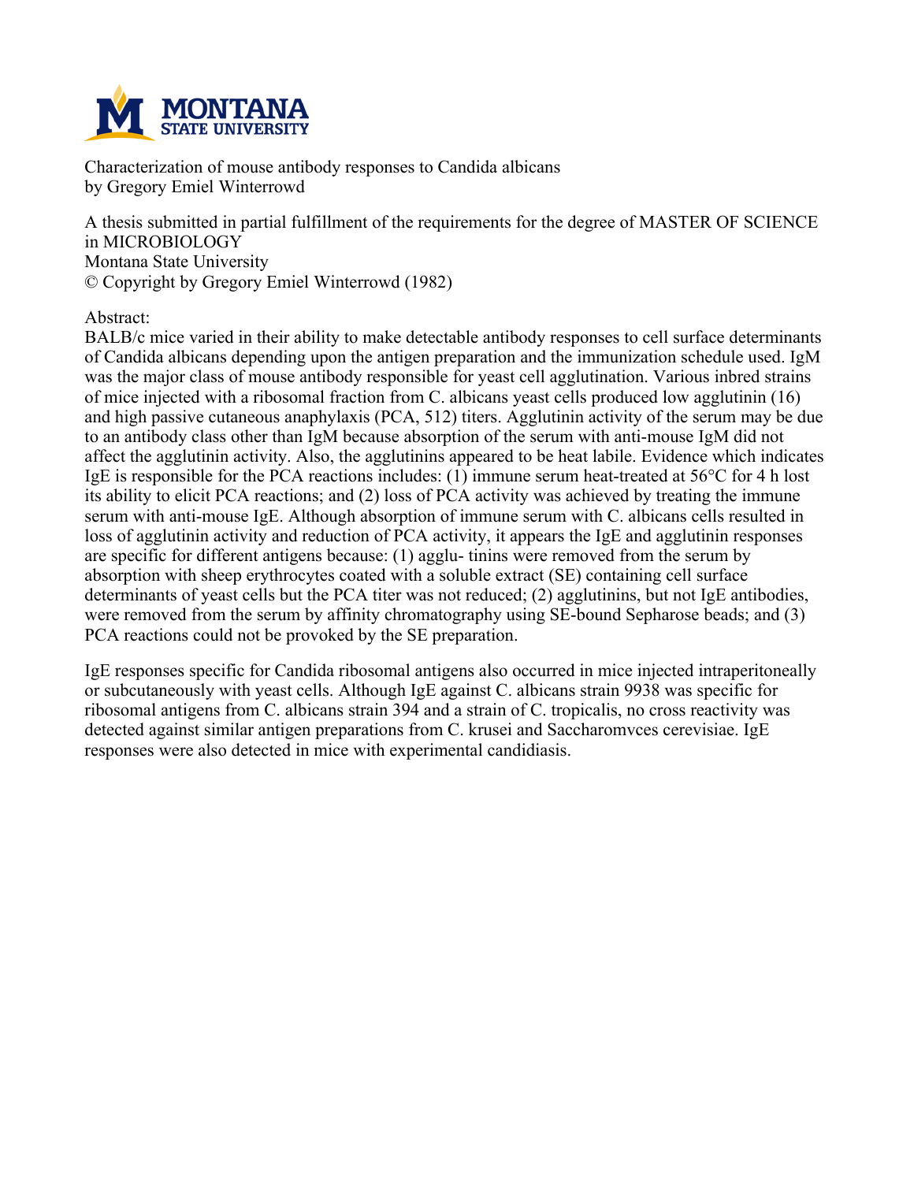Characterization of mouse antibody responses to Candida albicans
by Gregory Emiel Winterrowd

A thesis submitted in partial fulfillment of the requirements for the degree of MASTER OF SCIENCE in MICROBIOLOGY
Montana State University
© Copyright by Gregory Emiel Winterrowd (1982)

Abstract:

BALB/c mice varied in their ability to make detectable antibody responses to cell surface determinants of Candida albicans depending upon the antigen preparation and the immunization schedule used. IgM was the major class of mouse antibody responsible for yeast cell agglutination. Various inbred strains of mice injected with a ribosomal fraction from C. albicans yeast cells produced low agglutinin (16) and high passive cutaneous anaphylaxis (PCA, 512) titers. Agglutinin activity of the serum may be due to an antibody class other than IgM because absorption of the serum with anti-mouse IgM did not affect the agglutinin activity. Also, the agglutinins appeared to be heat labile. Evidence which indicates IgE is responsible for the PCA reactions includes: (1) immune serum heat-treated at 56°C for 4 h lost its ability to elicit PCA reactions; and (2) loss of PCA activity was achieved by treating the immune serum with anti-mouse IgE. Although absorption of immune serum with C. albicans cells resulted in loss of agglutinin activity and reduction of PCA activity, it appears the IgE and agglutinin responses are specific for different antigens because: (1) agglu- tinins were removed from the serum by absorption with sheep erythrocytes coated with a soluble extract (SE) containing cell surface determinants of yeast cells but the PCA titer was not reduced; (2) agglutinins, but not IgE antibodies, were removed from the serum by affinity chromatography using SE-bound Sepharose beads; and (3) PCA reactions could not be provoked by the SE preparation.

IgE responses specific for Candida ribosomal antigens also occurred in mice injected intraperitoneally or subcutaneously with yeast cells. Although IgE against C. albicans strain 9938 was specific for ribosomal antigens from C. albicans strain 394 and a strain of C. tropicalis, no cross reactivity was detected against similar antigen preparations from C. krusei and Saccharomvces cerevisiae. IgE responses were also detected in mice with experimental candidiasis.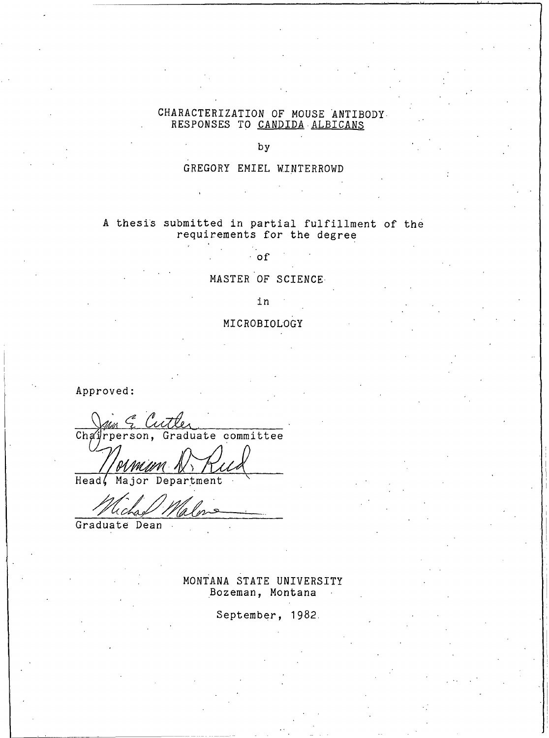# CHARACTERIZATION OF MOUSE ANTIBODY RESPONSES TO *CANDIDA ALBICANS*

by

GREGORY EMIEL WINTERROWD

A thesis submitted in partial fulfillment of the requirements for the degree

of

MASTER OF SCIENCE

in

MICROBIOLOGY

Approved:

Jim E. Cutler
Chairperson, Graduate committee

Norman D. Reed
Head, Major Department

Michael Malone
Graduate Dean

MONTANA STATE UNIVERSITY
Bozeman, Montana

September, 1982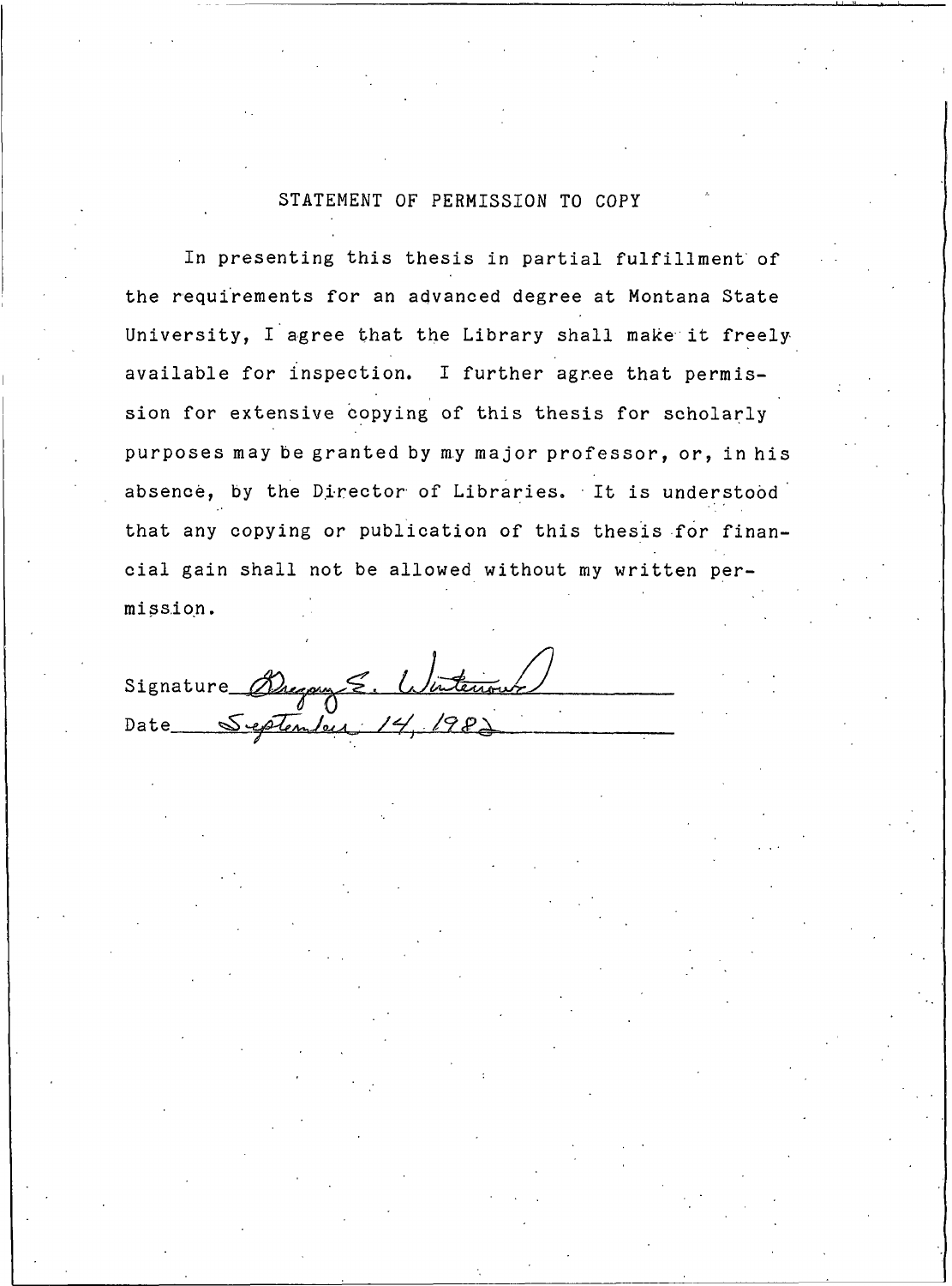# STATEMENT OF PERMISSION TO COPY

In presenting this thesis in partial fulfillment of the requirements for an advanced degree at Montana State University, I agree that the Library shall make it freely available for inspection. I further agree that permission for extensive copying of this thesis for scholarly purposes may be granted by my major professor, or, in his absence, by the Director of Libraries. It is understood that any copying or publication of this thesis for financial gain shall not be allowed without my written permission.

Signature Gregory E. Winterowd

Date September 14, 1982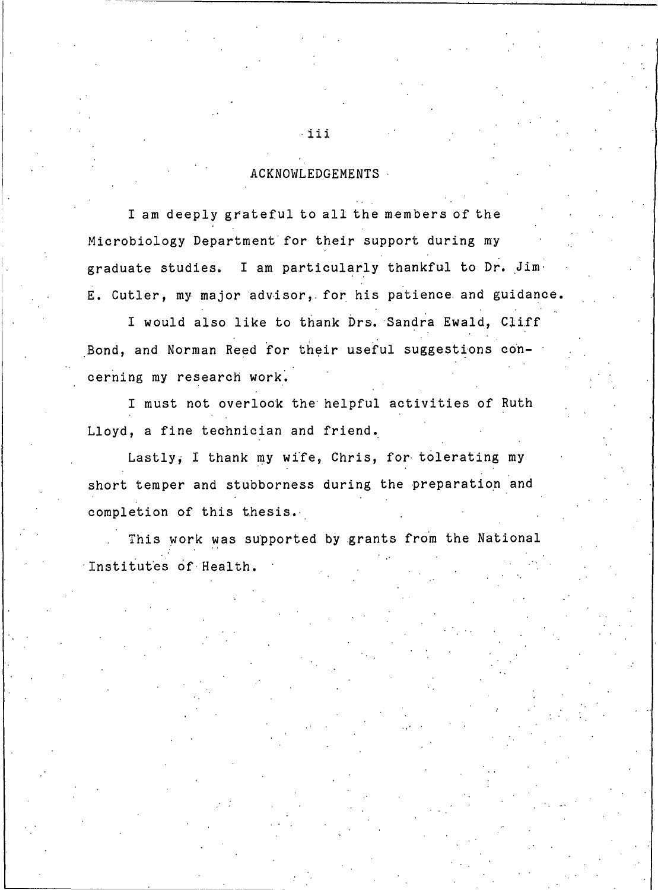# ACKNOWLEDGEMENTS

I am deeply grateful to all the members of the Microbiology Department for their support during my graduate studies. I am particularly thankful to Dr. Jim E. Cutler, my major advisor, for his patience and guidance.

I would also like to thank Drs. Sandra Ewald, Cliff Bond, and Norman Reed for their useful suggestions concerning my research work.

I must not overlook the helpful activities of Ruth Lloyd, a fine technician and friend.

Lastly, I thank my wife, Chris, for tolerating my short temper and stubbornness during the preparation and completion of this thesis.

This work was supported by grants from the National Institutes of Health.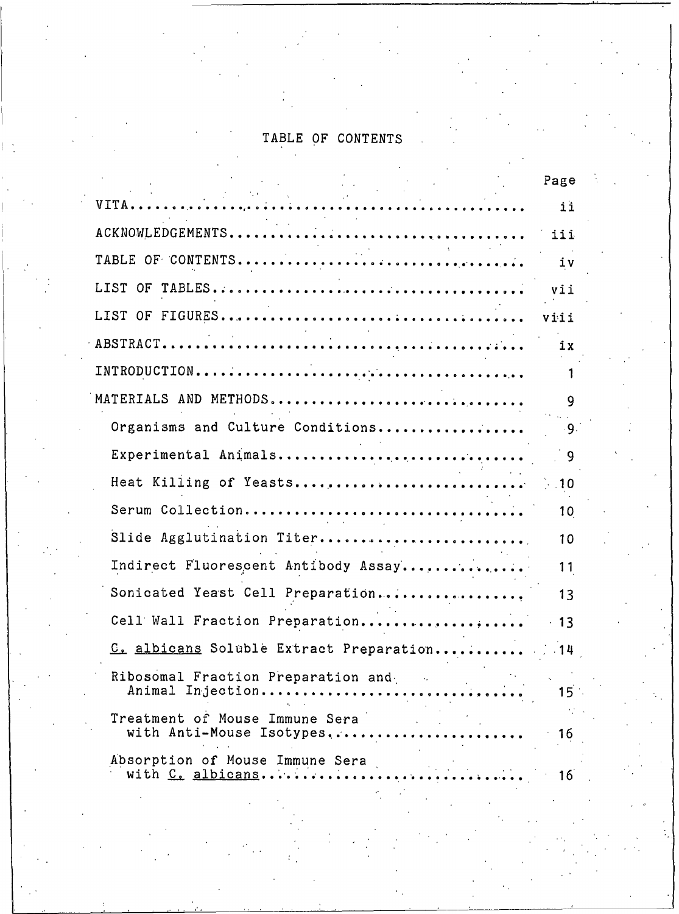# TABLE OF CONTENTS

| | Page |
|---|---|
| VITA | ii |
| ACKNOWLEDGEMENTS | iii |
| TABLE OF CONTENTS | iv |
| LIST OF TABLES | vii |
| LIST OF FIGURES | viii |
| ABSTRACT | ix |
| INTRODUCTION | 1 |
| MATERIALS AND METHODS | 9 |
| Organisms and Culture Conditions | 9 |
| Experimental Animals | 9 |
| Heat Killing of Yeasts | 10 |
| Serum Collection | 10 |
| Slide Agglutination Titer | 10 |
| Indirect Fluorescent Antibody Assay | 11 |
| Sonicated Yeast Cell Preparation | 13 |
| Cell Wall Fraction Preparation | 13 |
| *C. albicans* Soluble Extract Preparation | 14 |
| Ribosomal Fraction Preparation and Animal Injection | 15 |
| Treatment of Mouse Immune Sera with Anti-Mouse Isotypes | 16 |
| Absorption of Mouse Immune Sera with *C. albicans* | 16 |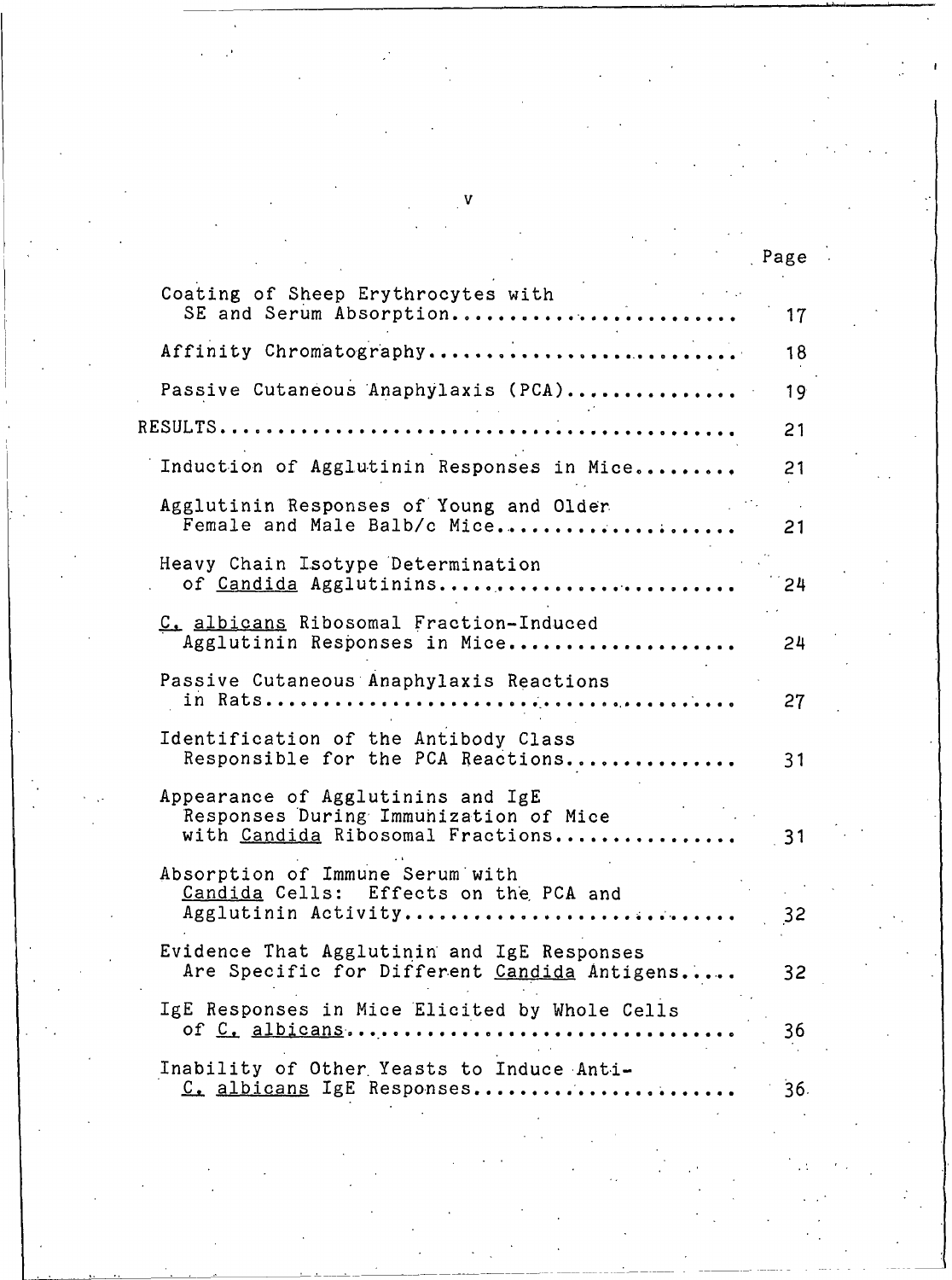| | Page |
|---|---|
| Coating of Sheep Erythrocytes with SE and Serum Absorption | 17 |
| Affinity Chromatography | 18 |
| Passive Cutaneous Anaphylaxis (PCA) | 19 |
| RESULTS | 21 |
| Induction of Agglutinin Responses in Mice | 21 |
| Agglutinin Responses of Young and Older Female and Male Balb/c Mice | 21 |
| Heavy Chain Isotype Determination of _Candida_ Agglutinins | 24 |
| _C. albicans_ Ribosomal Fraction-Induced Agglutinin Responses in Mice | 24 |
| Passive Cutaneous Anaphylaxis Reactions in Rats | 27 |
| Identification of the Antibody Class Responsible for the PCA Reactions | 31 |
| Appearance of Agglutinins and IgE Responses During Immunization of Mice with _Candida_ Ribosomal Fractions | 31 |
| Absorption of Immune Serum with _Candida_ Cells: Effects on the PCA and Agglutinin Activity | 32 |
| Evidence That Agglutinin and IgE Responses Are Specific for Different _Candida_ Antigens | 32 |
| IgE Responses in Mice Elicited by Whole Cells of _C. albicans_ | 36 |
| Inability of Other Yeasts to Induce Anti-_C. albicans_ IgE Responses | 36 |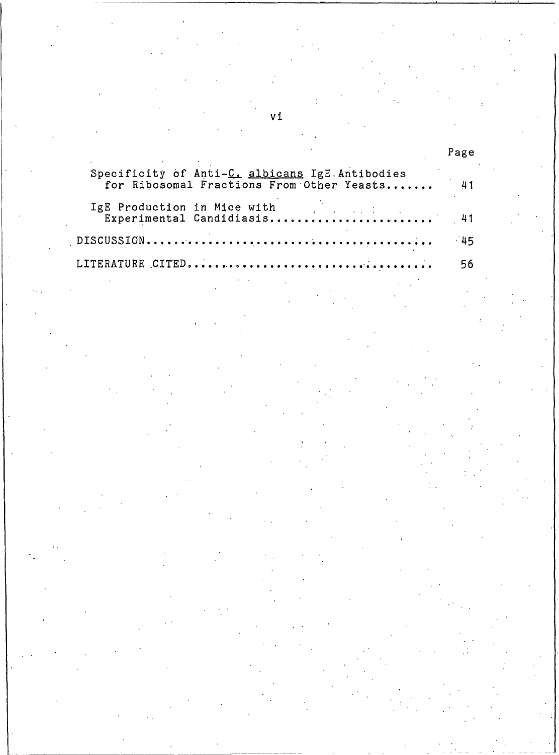| | Page |
|---|---|
| Specificity of Anti-*C. albicans* IgE Antibodies for Ribosomal Fractions From Other Yeasts....... | 41 |
| IgE Production in Mice with Experimental Candidiasis....................... | 41 |
| DISCUSSION............................................ | 45 |
| LITERATURE CITED...................................... | 56 |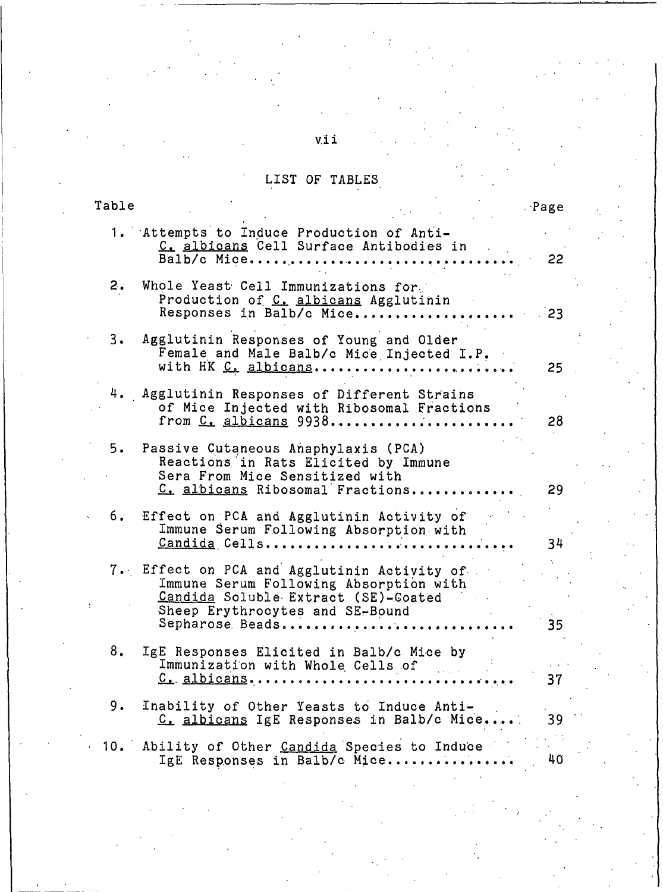# LIST OF TABLES

| Table | | Page |
|---|---|---|
| 1. | Attempts to Induce Production of Anti-*C. albicans* Cell Surface Antibodies in Balb/c Mice | 22 |
| 2. | Whole Yeast Cell Immunizations for Production of *C. albicans* Agglutinin Responses in Balb/c Mice | 23 |
| 3. | Agglutinin Responses of Young and Older Female and Male Balb/c Mice Injected I.P. with HK *C. albicans* | 25 |
| 4. | Agglutinin Responses of Different Strains of Mice Injected with Ribosomal Fractions from *C. albicans* 9938 | 28 |
| 5. | Passive Cutaneous Anaphylaxis (PCA) Reactions in Rats Elicited by Immune Sera From Mice Sensitized with *C. albicans* Ribosomal Fractions | 29 |
| 6. | Effect on PCA and Agglutinin Activity of Immune Serum Following Absorption with *Candida* Cells | 34 |
| 7. | Effect on PCA and Agglutinin Activity of Immune Serum Following Absorption with *Candida* Soluble Extract (SE)-Coated Sheep Erythrocytes and SE-Bound Sepharose Beads | 35 |
| 8. | IgE Responses Elicited in Balb/c Mice by Immunization with Whole Cells of *C. albicans* | 37 |
| 9. | Inability of Other Yeasts to Induce Anti-*C. albicans* IgE Responses in Balb/c Mice | 39 |
| 10. | Ability of Other *Candida* Species to Induce IgE Responses in Balb/c Mice | 40 |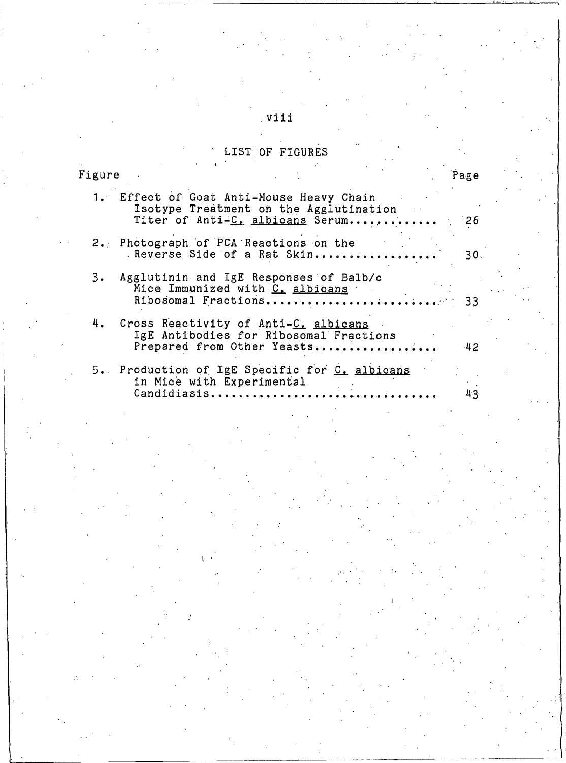# LIST OF FIGURES

| Figure | | Page |
|---|---|---|
| 1. | Effect of Goat Anti-Mouse Heavy Chain Isotype Treatment on the Agglutination Titer of Anti-*C. albicans* Serum | 26 |
| 2. | Photograph of PCA Reactions on the Reverse Side of a Rat Skin | 30 |
| 3. | Agglutinin and IgE Responses of Balb/c Mice Immunized with *C. albicans* Ribosomal Fractions | 33 |
| 4. | Cross Reactivity of Anti-*C. albicans* IgE Antibodies for Ribosomal Fractions Prepared from Other Yeasts | 42 |
| 5. | Production of IgE Specific for *C. albicans* in Mice with Experimental Candidiasis | 43 |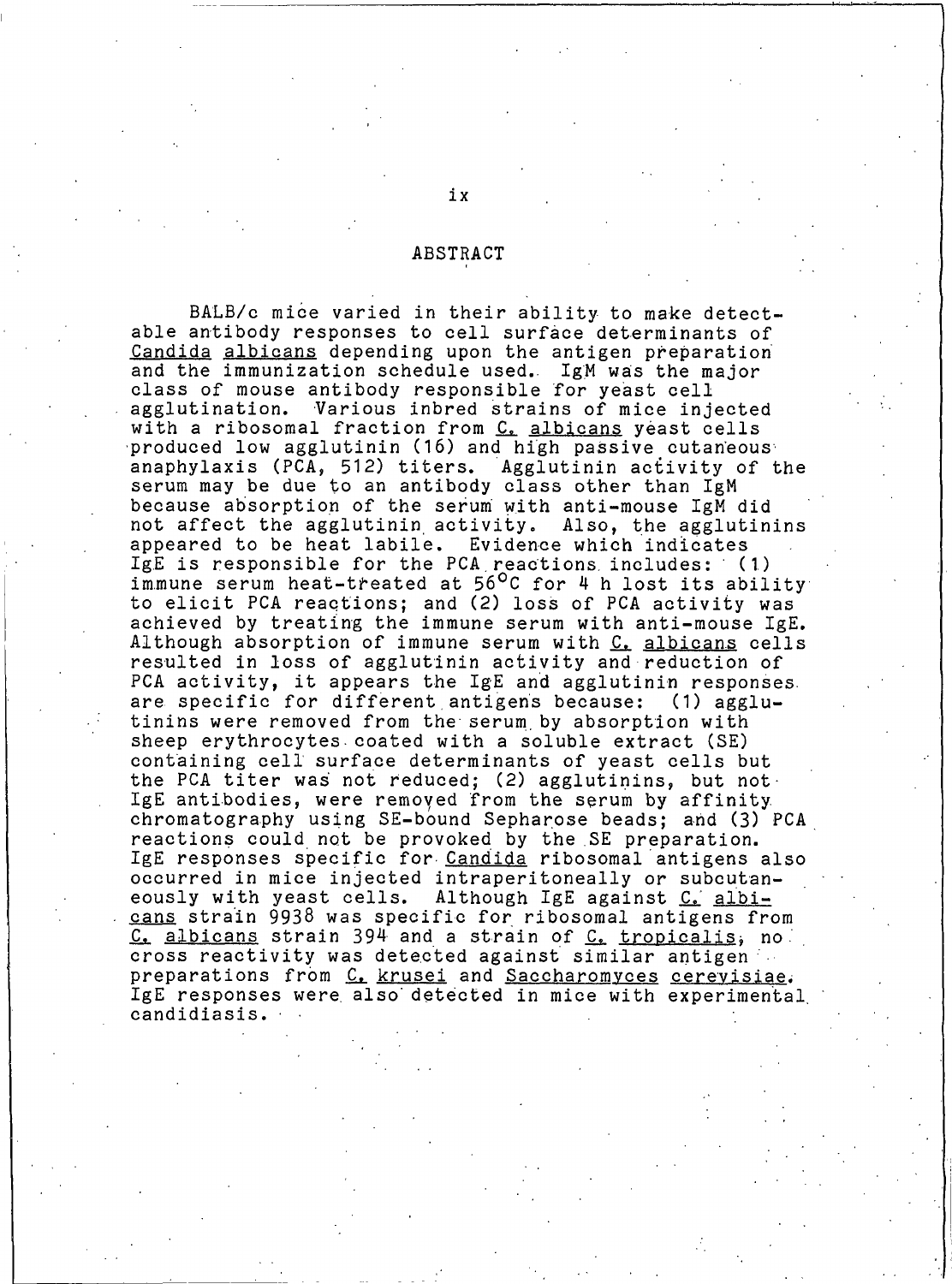# ABSTRACT

BALB/c mice varied in their ability to make detectable antibody responses to cell surface determinants of *Candida albicans* depending upon the antigen preparation and the immunization schedule used. IgM was the major class of mouse antibody responsible for yeast cell agglutination. Various inbred strains of mice injected with a ribosomal fraction from *C. albicans* yeast cells produced low agglutinin (16) and high passive cutaneous anaphylaxis (PCA, 512) titers. Agglutinin activity of the serum may be due to an antibody class other than IgM because absorption of the serum with anti-mouse IgM did not affect the agglutinin activity. Also, the agglutinins appeared to be heat labile. Evidence which indicates IgE is responsible for the PCA reactions includes: (1) immune serum heat-treated at 56°C for 4 h lost its ability to elicit PCA reactions; and (2) loss of PCA activity was achieved by treating the immune serum with anti-mouse IgE. Although absorption of immune serum with *C. albicans* cells resulted in loss of agglutinin activity and reduction of PCA activity, it appears the IgE and agglutinin responses are specific for different antigens because: (1) agglutinins were removed from the serum by absorption with sheep erythrocytes coated with a soluble extract (SE) containing cell surface determinants of yeast cells but the PCA titer was not reduced; (2) agglutinins, but not IgE antibodies, were removed from the serum by affinity chromatography using SE-bound Sepharose beads; and (3) PCA reactions could not be provoked by the SE preparation. IgE responses specific for *Candida* ribosomal antigens also occurred in mice injected intraperitoneally or subcutaneously with yeast cells. Although IgE against *C. albicans* strain 9938 was specific for ribosomal antigens from *C. albicans* strain 394 and a strain of *C. tropicalis*, no cross reactivity was detected against similar antigen preparations from *C. krusei* and *Saccharomyces cerevisiae*. IgE responses were also detected in mice with experimental candidiasis.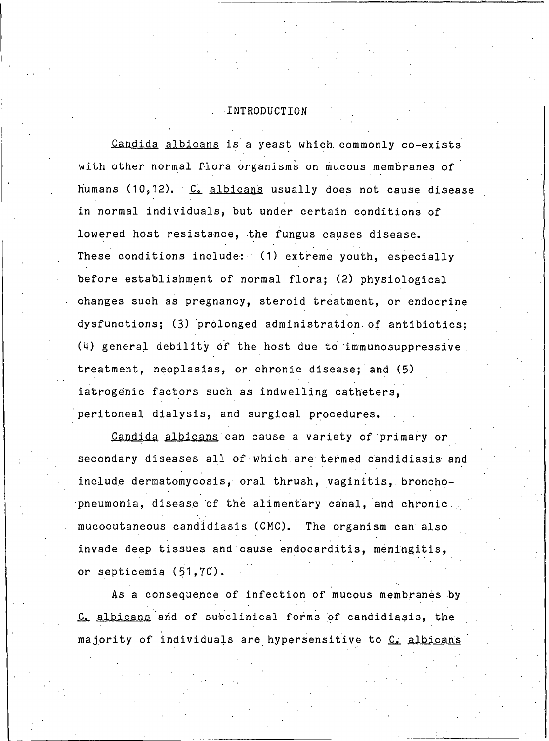# INTRODUCTION

*Candida albicans* is a yeast which commonly co-exists with other normal flora organisms on mucous membranes of humans (10,12). *C. albicans* usually does not cause disease in normal individuals, but under certain conditions of lowered host resistance, the fungus causes disease. These conditions include: (1) extreme youth, especially before establishment of normal flora; (2) physiological changes such as pregnancy, steroid treatment, or endocrine dysfunctions; (3) prolonged administration of antibiotics; (4) general debility of the host due to immunosuppressive treatment, neoplasias, or chronic disease; and (5) iatrogenic factors such as indwelling catheters, peritoneal dialysis, and surgical procedures.

*Candida albicans* can cause a variety of primary or secondary diseases all of which are termed candidiasis and include dermatomycosis, oral thrush, vaginitis, bronchopneumonia, disease of the alimentary canal, and chronic mucocutaneous candidiasis (CMC). The organism can also invade deep tissues and cause endocarditis, meningitis, or septicemia (51,70).

As a consequence of infection of mucous membranes by *C. albicans* and of subclinical forms of candidiasis, the majority of individuals are hypersensitive to *C. albicans*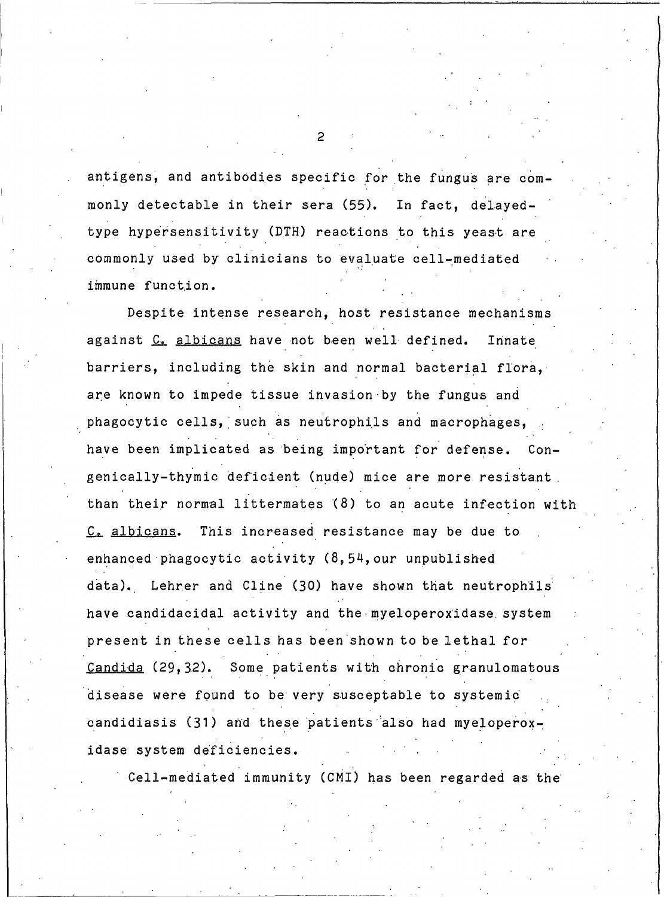antigens, and antibodies specific for the fungus are commonly detectable in their sera (55). In fact, delayed-type hypersensitivity (DTH) reactions to this yeast are commonly used by clinicians to evaluate cell-mediated immune function.

Despite intense research, host resistance mechanisms against _C. albicans_ have not been well defined. Innate barriers, including the skin and normal bacterial flora, are known to impede tissue invasion by the fungus and phagocytic cells, such as neutrophils and macrophages, have been implicated as being important for defense. Congenically-thymic deficient (nude) mice are more resistant than their normal littermates (8) to an acute infection with _C. albicans_. This increased resistance may be due to enhanced phagocytic activity (8,54,our unpublished data). Lehrer and Cline (30) have shown that neutrophils have candidacidal activity and the myeloperoxidase system present in these cells has been shown to be lethal for _Candida_ (29,32). Some patients with chronic granulomatous disease were found to be very susceptable to systemic candidiasis (31) and these patients also had myeloperoxidase system deficiencies.

Cell-mediated immunity (CMI) has been regarded as the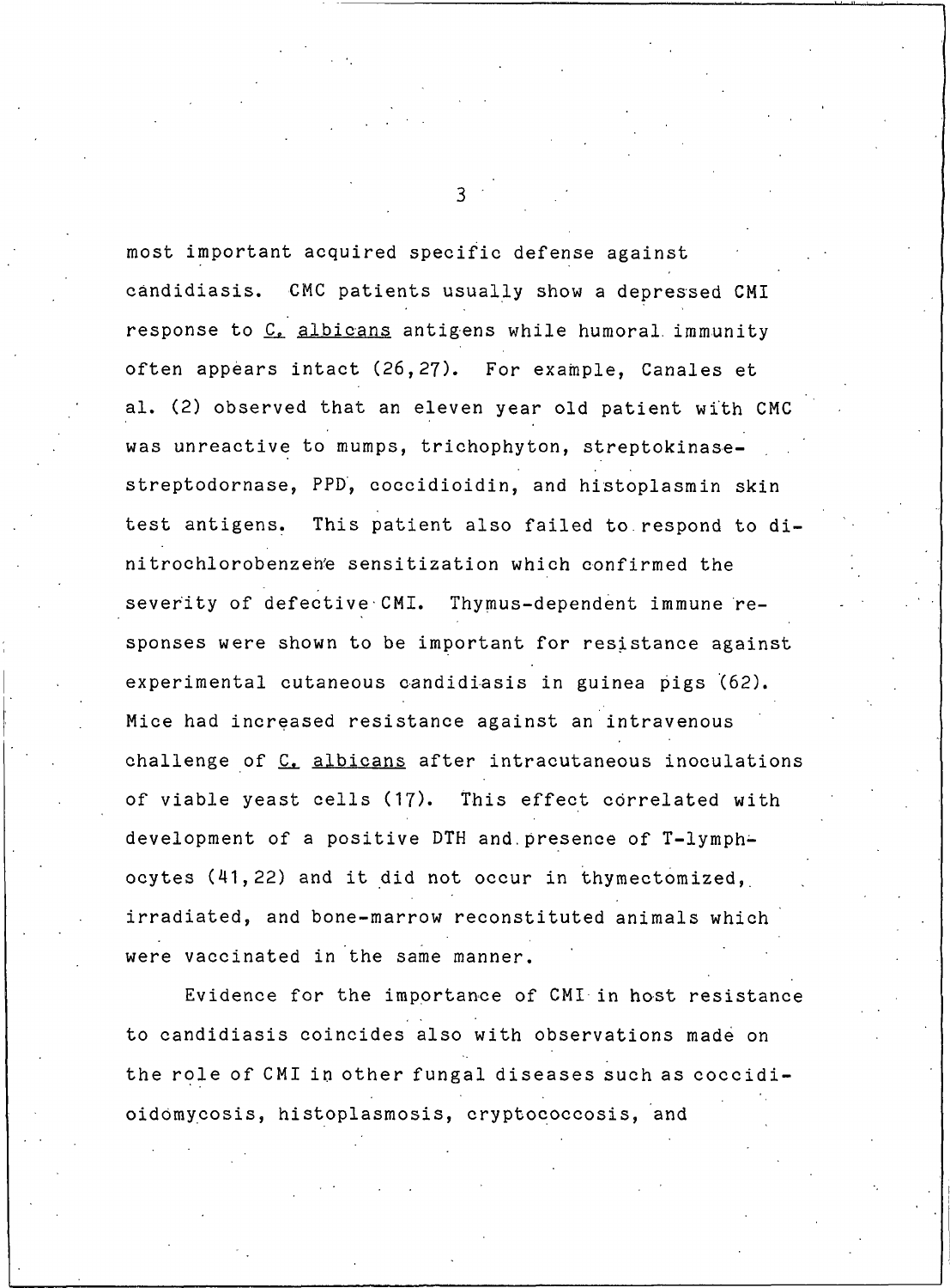most important acquired specific defense against candidiasis. CMC patients usually show a depressed CMI response to *C. albicans* antigens while humoral immunity often appears intact (26,27). For example, Canales et al. (2) observed that an eleven year old patient with CMC was unreactive to mumps, trichophyton, streptokinase-streptodornase, PPD, coccidioidin, and histoplasmin skin test antigens. This patient also failed to respond to dinitrochlorobenzene sensitization which confirmed the severity of defective CMI. Thymus-dependent immune responses were shown to be important for resistance against experimental cutaneous candidiasis in guinea pigs (62). Mice had increased resistance against an intravenous challenge of *C. albicans* after intracutaneous inoculations of viable yeast cells (17). This effect correlated with development of a positive DTH and presence of T-lymphocytes (41,22) and it did not occur in thymectomized, irradiated, and bone-marrow reconstituted animals which were vaccinated in the same manner.

Evidence for the importance of CMI in host resistance to candidiasis coincides also with observations made on the role of CMI in other fungal diseases such as coccidioidomycosis, histoplasmosis, cryptococcosis, and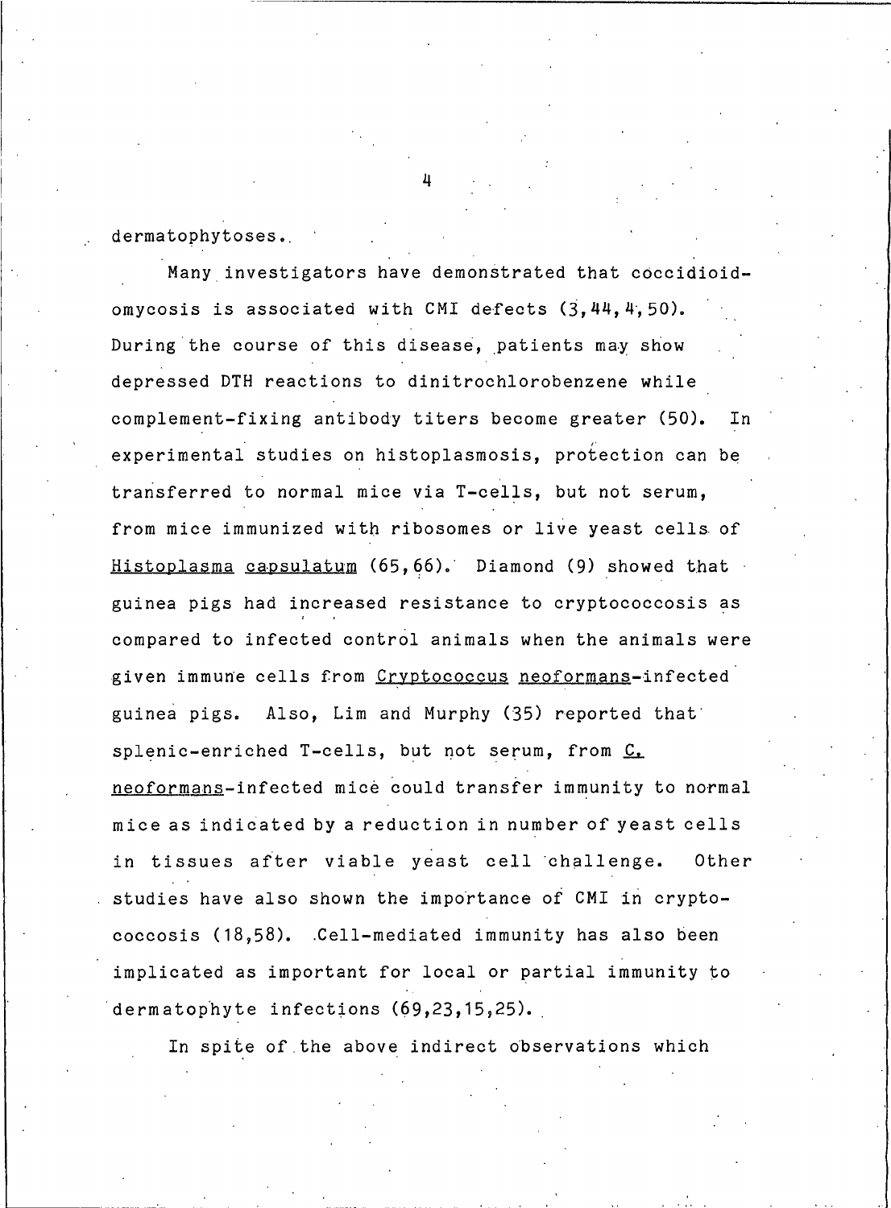dermatophytoses.

Many investigators have demonstrated that coccidioidomycosis is associated with CMI defects (3,44,4,50). During the course of this disease, patients may show depressed DTH reactions to dinitrochlorobenzene while complement-fixing antibody titers become greater (50). In experimental studies on histoplasmosis, protection can be transferred to normal mice via T-cells, but not serum, from mice immunized with ribosomes or live yeast cells of _Histoplasma capsulatum_ (65,66). Diamond (9) showed that guinea pigs had increased resistance to cryptococcosis as compared to infected control animals when the animals were given immune cells from _Cryptococcus neoformans_-infected guinea pigs. Also, Lim and Murphy (35) reported that splenic-enriched T-cells, but not serum, from _C. neoformans_-infected mice could transfer immunity to normal mice as indicated by a reduction in number of yeast cells in tissues after viable yeast cell challenge. Other studies have also shown the importance of CMI in cryptococcosis (18,58). Cell-mediated immunity has also been implicated as important for local or partial immunity to dermatophyte infections (69,23,15,25).

In spite of the above indirect observations which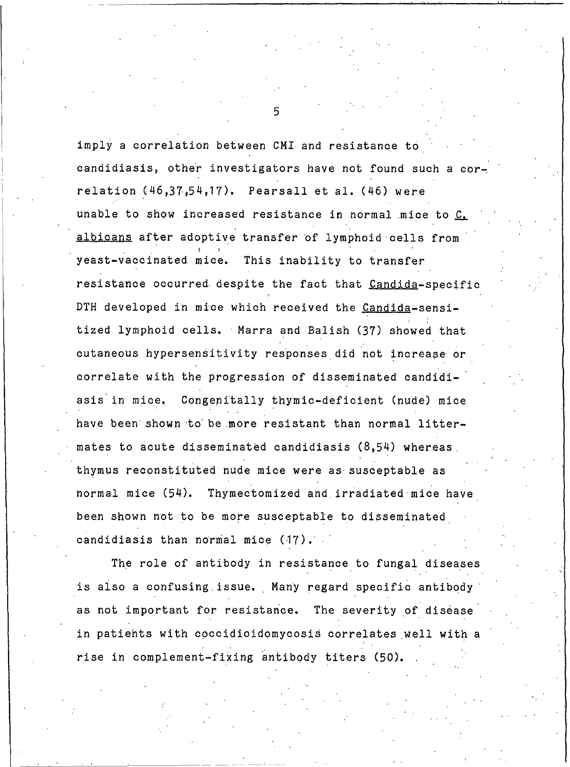imply a correlation between CMI and resistance to candidiasis, other investigators have not found such a correlation (46,37,54,17). Pearsall et al. (46) were unable to show increased resistance in normal mice to *C. albicans* after adoptive transfer of lymphoid cells from yeast-vaccinated mice. This inability to transfer resistance occurred despite the fact that *Candida*-specific DTH developed in mice which received the *Candida*-sensitized lymphoid cells. Marra and Balish (37) showed that cutaneous hypersensitivity responses did not increase or correlate with the progression of disseminated candidiasis in mice. Congenitally thymic-deficient (nude) mice have been shown to be more resistant than normal littermates to acute disseminated candidiasis (8,54) whereas thymus reconstituted nude mice were as susceptable as normal mice (54). Thymectomized and irradiated mice have been shown not to be more susceptable to disseminated candidiasis than normal mice (17).

The role of antibody in resistance to fungal diseases is also a confusing issue. Many regard specific antibody as not important for resistance. The severity of disease in patients with coccidioidomycosis correlates well with a rise in complement-fixing antibody titers (50).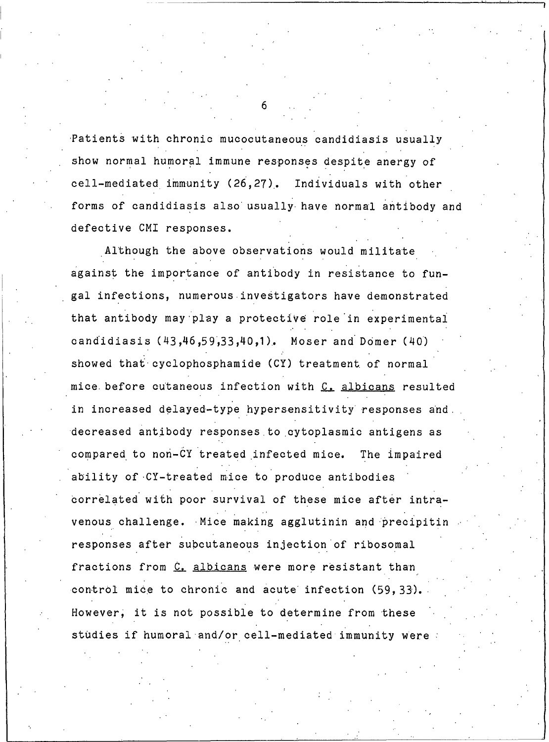Patients with chronic mucocutaneous candidiasis usually show normal humoral immune responses despite anergy of cell-mediated immunity (26,27). Individuals with other forms of candidiasis also usually have normal antibody and defective CMI responses.

Although the above observations would militate against the importance of antibody in resistance to fungal infections, numerous investigators have demonstrated that antibody may play a protective role in experimental candidiasis (43,46,59,33,40,1). Moser and Domer (40) showed that cyclophosphamide (CY) treatment of normal mice before cutaneous infection with C. albicans resulted in increased delayed-type hypersensitivity responses and decreased antibody responses to cytoplasmic antigens as compared to non-CY treated infected mice. The impaired ability of CY-treated mice to produce antibodies correlated with poor survival of these mice after intravenous challenge. Mice making agglutinin and precipitin responses after subcutaneous injection of ribosomal fractions from C. albicans were more resistant than control mice to chronic and acute infection (59,33). However, it is not possible to determine from these studies if humoral and/or cell-mediated immunity were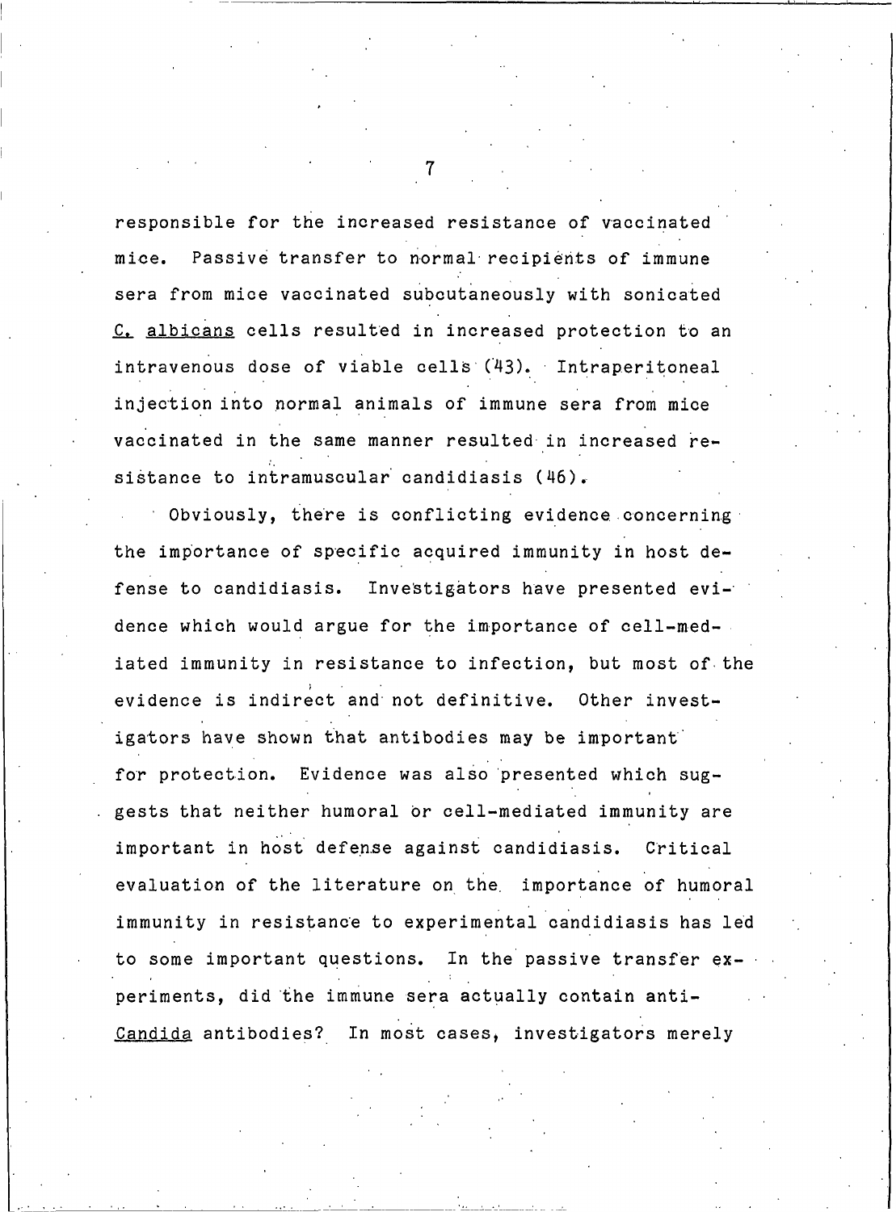responsible for the increased resistance of vaccinated mice. Passive transfer to normal recipients of immune sera from mice vaccinated subcutaneously with sonicated _C. albicans_ cells resulted in increased protection to an intravenous dose of viable cells (43). Intraperitoneal injection into normal animals of immune sera from mice vaccinated in the same manner resulted in increased resistance to intramuscular candidiasis (46).

Obviously, there is conflicting evidence concerning the importance of specific acquired immunity in host defense to candidiasis. Investigators have presented evidence which would argue for the importance of cell-mediated immunity in resistance to infection, but most of the evidence is indirect and not definitive. Other investigators have shown that antibodies may be important for protection. Evidence was also presented which suggests that neither humoral or cell-mediated immunity are important in host defense against candidiasis. Critical evaluation of the literature on the importance of humoral immunity in resistance to experimental candidiasis has led to some important questions. In the passive transfer experiments, did the immune sera actually contain anti-_Candida_ antibodies? In most cases, investigators merely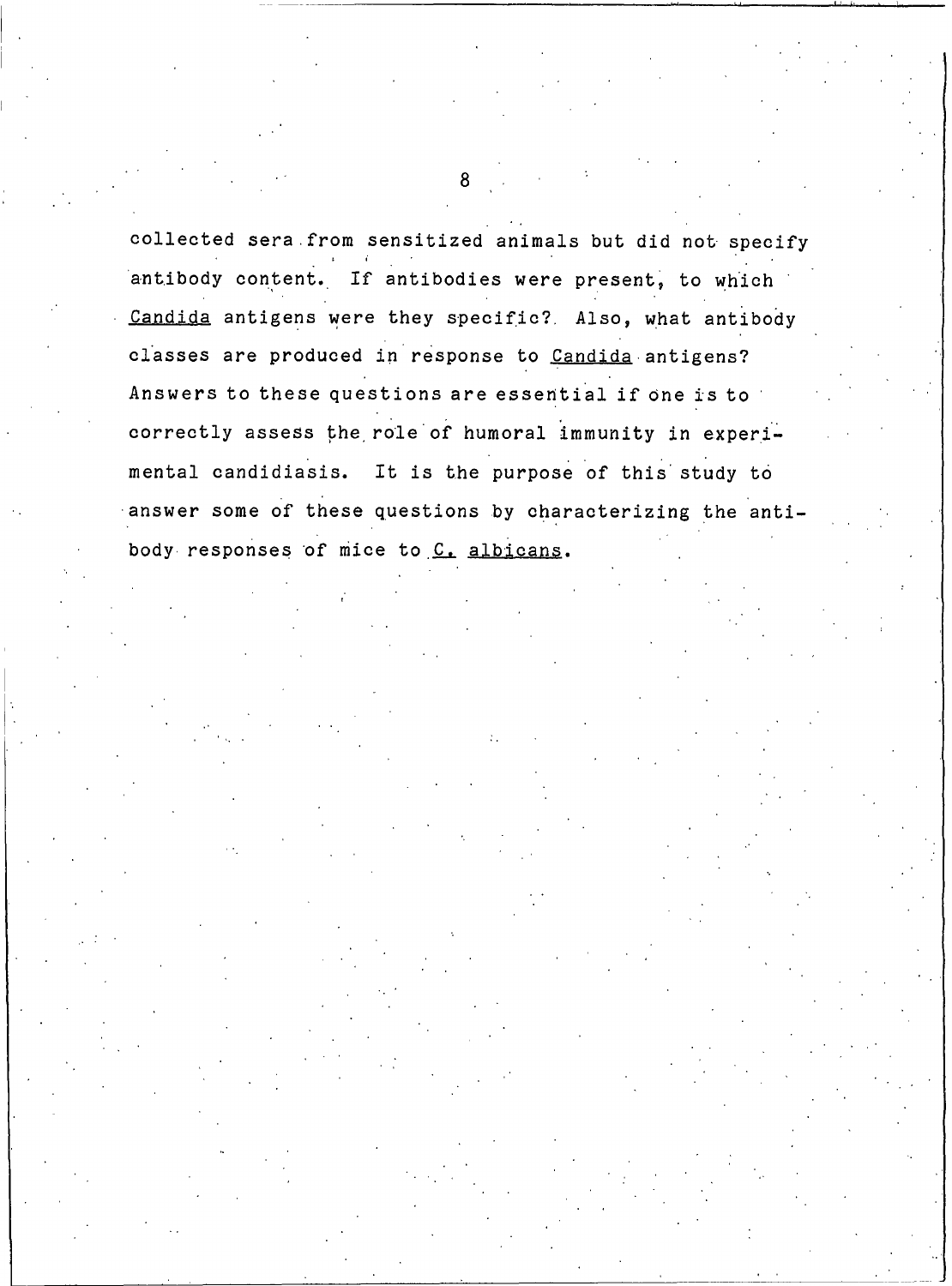collected sera from sensitized animals but did not specify antibody content. If antibodies were present, to which *Candida* antigens were they specific? Also, what antibody classes are produced in response to *Candida* antigens? Answers to these questions are essential if one is to correctly assess the role of humoral immunity in experimental candidiasis. It is the purpose of this study to answer some of these questions by characterizing the antibody responses of mice to *C. albicans*.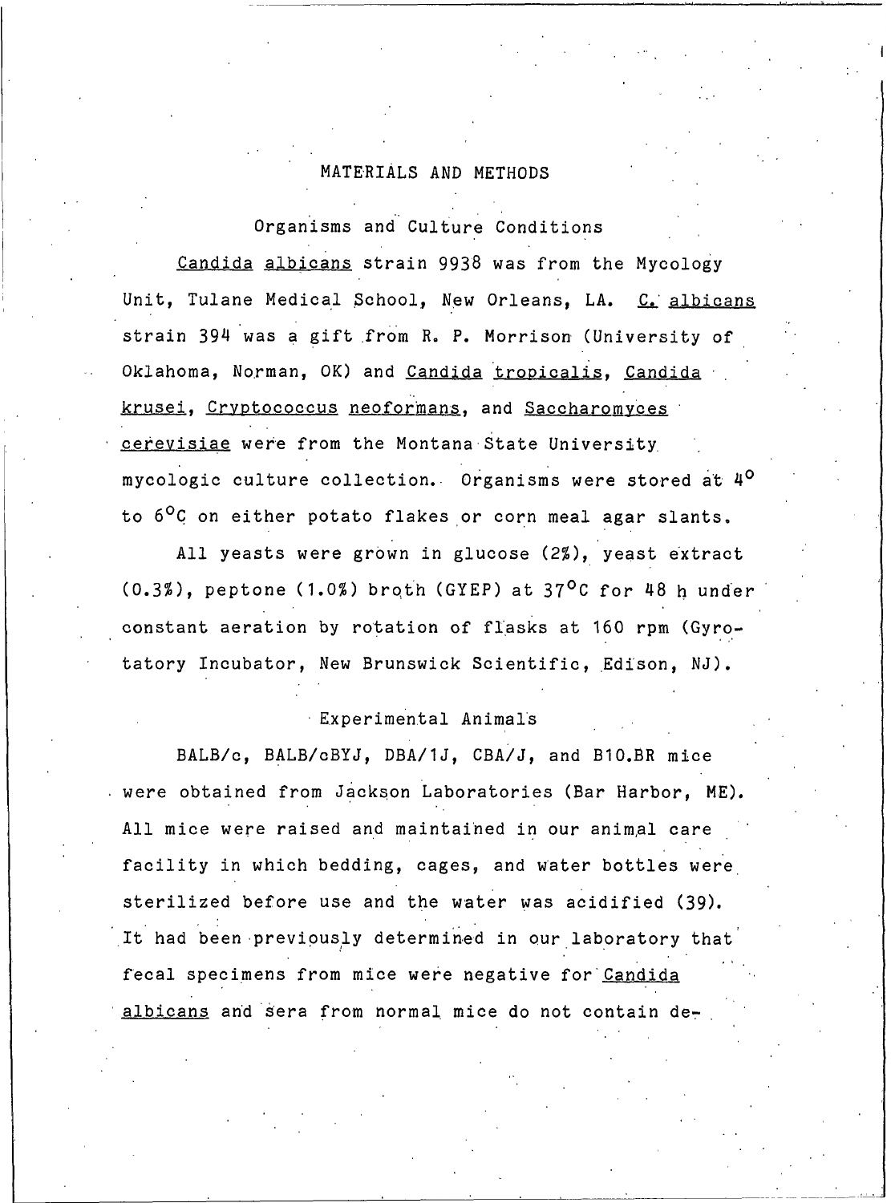# MATERIALS AND METHODS

## Organisms and Culture Conditions

*Candida albicans* strain 9938 was from the Mycology Unit, Tulane Medical School, New Orleans, LA. *C. albicans* strain 394 was a gift from R. P. Morrison (University of Oklahoma, Norman, OK) and *Candida tropicalis*, *Candida krusei*, *Cryptococcus neoformans*, and *Saccharomyces cerevisiae* were from the Montana State University mycologic culture collection. Organisms were stored at 4° to 6°C on either potato flakes or corn meal agar slants.

All yeasts were grown in glucose (2%), yeast extract (0.3%), peptone (1.0%) broth (GYEP) at 37°C for 48 h under constant aeration by rotation of flasks at 160 rpm (Gyrotatory Incubator, New Brunswick Scientific, Edison, NJ).

## Experimental Animals

BALB/c, BALB/cBYJ, DBA/1J, CBA/J, and B10.BR mice were obtained from Jackson Laboratories (Bar Harbor, ME). All mice were raised and maintained in our animal care facility in which bedding, cages, and water bottles were sterilized before use and the water was acidified (39). It had been previously determined in our laboratory that fecal specimens from mice were negative for *Candida albicans* and sera from normal mice do not contain de-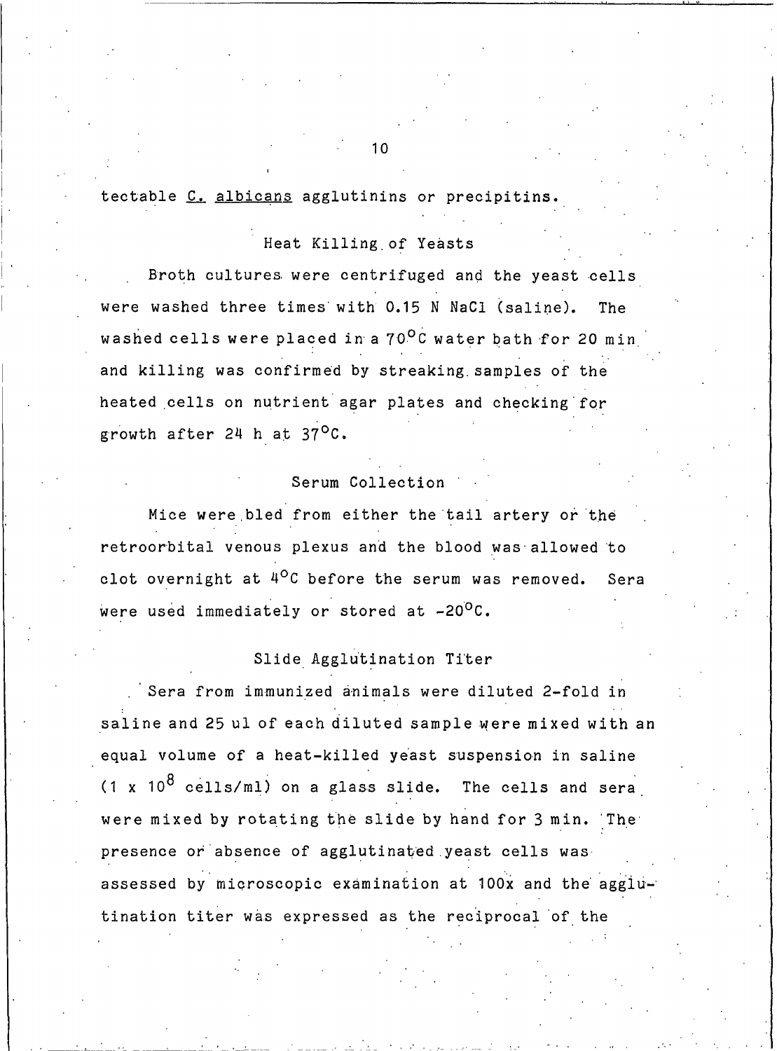tectable *C. albicans* agglutinins or precipitins.

### Heat Killing of Yeasts

Broth cultures were centrifuged and the yeast cells were washed three times with 0.15 N NaCl (saline). The washed cells were placed in a 70°C water bath for 20 min and killing was confirmed by streaking samples of the heated cells on nutrient agar plates and checking for growth after 24 h at 37°C.

### Serum Collection

Mice were bled from either the tail artery or the retroorbital venous plexus and the blood was allowed to clot overnight at 4°C before the serum was removed. Sera were used immediately or stored at -20°C.

### Slide Agglutination Titer

Sera from immunized animals were diluted 2-fold in saline and 25 ul of each diluted sample were mixed with an equal volume of a heat-killed yeast suspension in saline ($1 \times 10^8$ cells/ml) on a glass slide. The cells and sera were mixed by rotating the slide by hand for 3 min. The presence or absence of agglutinated yeast cells was assessed by microscopic examination at 100x and the agglutination titer was expressed as the reciprocal of the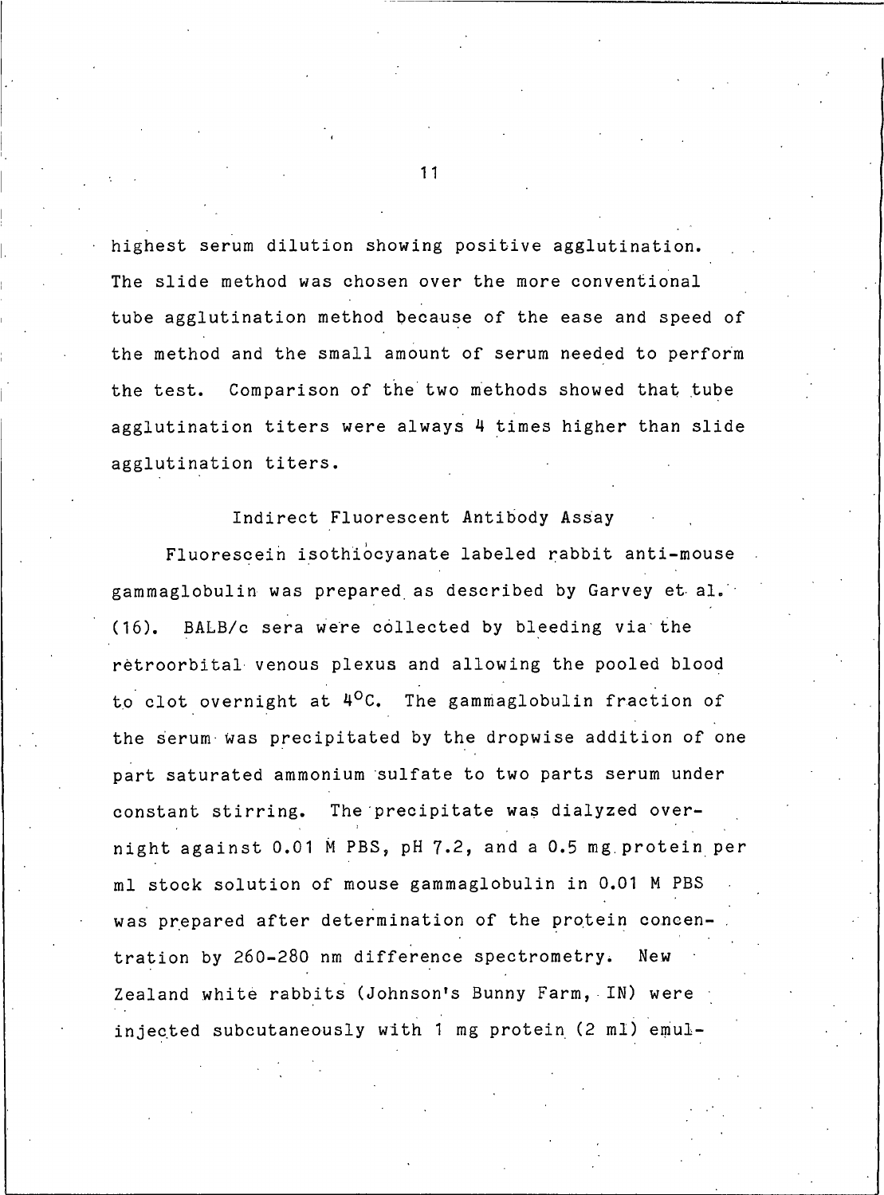highest serum dilution showing positive agglutination. The slide method was chosen over the more conventional tube agglutination method because of the ease and speed of the method and the small amount of serum needed to perform the test. Comparison of the two methods showed that tube agglutination titers were always 4 times higher than slide agglutination titers.

### Indirect Fluorescent Antibody Assay

Fluorescein isothiocyanate labeled rabbit anti-mouse gammaglobulin was prepared as described by Garvey et al. (16). BALB/c sera were collected by bleeding via the retroorbital venous plexus and allowing the pooled blood to clot overnight at $4^{o}C$. The gammaglobulin fraction of the serum was precipitated by the dropwise addition of one part saturated ammonium sulfate to two parts serum under constant stirring. The precipitate was dialyzed overnight against 0.01 M PBS, pH 7.2, and a 0.5 mg protein per ml stock solution of mouse gammaglobulin in 0.01 M PBS was prepared after determination of the protein concentration by 260-280 nm difference spectrometry. New Zealand white rabbits (Johnson's Bunny Farm, IN) were injected subcutaneously with 1 mg protein (2 ml) emul-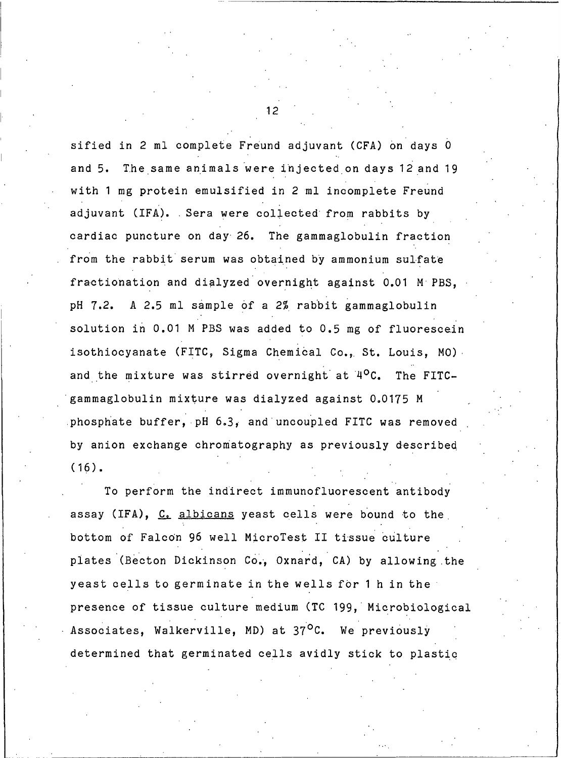sified in 2 ml complete Freund adjuvant (CFA) on days 0 and 5. The same animals were injected on days 12 and 19 with 1 mg protein emulsified in 2 ml incomplete Freund adjuvant (IFA). Sera were collected from rabbits by cardiac puncture on day 26. The gammaglobulin fraction from the rabbit serum was obtained by ammonium sulfate fractionation and dialyzed overnight against 0.01 M PBS, pH 7.2. A 2.5 ml sample of a 2% rabbit gammaglobulin solution in 0.01 M PBS was added to 0.5 mg of fluorescein isothiocyanate (FITC, Sigma Chemical Co., St. Louis, MO) and the mixture was stirred overnight at 4°C. The FITC-gammaglobulin mixture was dialyzed against 0.0175 M phosphate buffer, pH 6.3, and uncoupled FITC was removed by anion exchange chromatography as previously described (16).

To perform the indirect immunofluorescent antibody assay (IFA), <u>C. albicans</u> yeast cells were bound to the bottom of Falcon 96 well MicroTest II tissue culture plates (Becton Dickinson Co., Oxnard, CA) by allowing the yeast cells to germinate in the wells for 1 h in the presence of tissue culture medium (TC 199, Microbiological Associates, Walkerville, MD) at 37°C. We previously determined that germinated cells avidly stick to plastic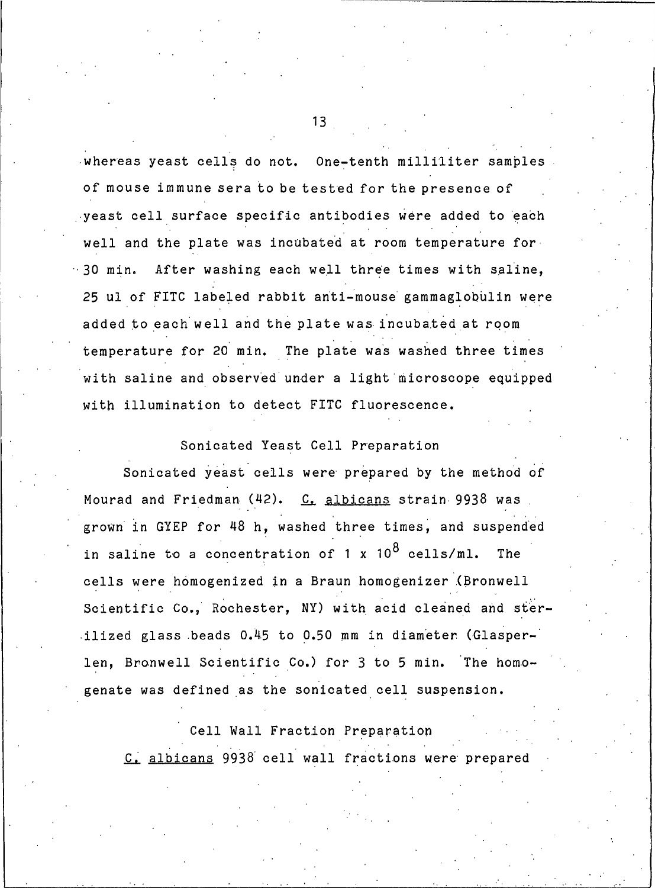whereas yeast cells do not. One-tenth milliliter samples of mouse immune sera to be tested for the presence of yeast cell surface specific antibodies were added to each well and the plate was incubated at room temperature for 30 min. After washing each well three times with saline, 25 ul of FITC labeled rabbit anti-mouse gammaglobulin were added to each well and the plate was incubated at room temperature for 20 min. The plate was washed three times with saline and observed under a light microscope equipped with illumination to detect FITC fluorescence.

### Sonicated Yeast Cell Preparation

Sonicated yeast cells were prepared by the method of Mourad and Friedman (42). C. albicans strain 9938 was grown in GYEP for 48 h, washed three times, and suspended in saline to a concentration of $1 \times 10^8$ cells/ml. The cells were homogenized in a Braun homogenizer (Bronwell Scientific Co., Rochester, NY) with acid cleaned and sterilized glass beads 0.45 to 0.50 mm in diameter (Glasperlen, Bronwell Scientific Co.) for 3 to 5 min. The homogenate was defined as the sonicated cell suspension.

### Cell Wall Fraction Preparation

C. albicans 9938 cell wall fractions were prepared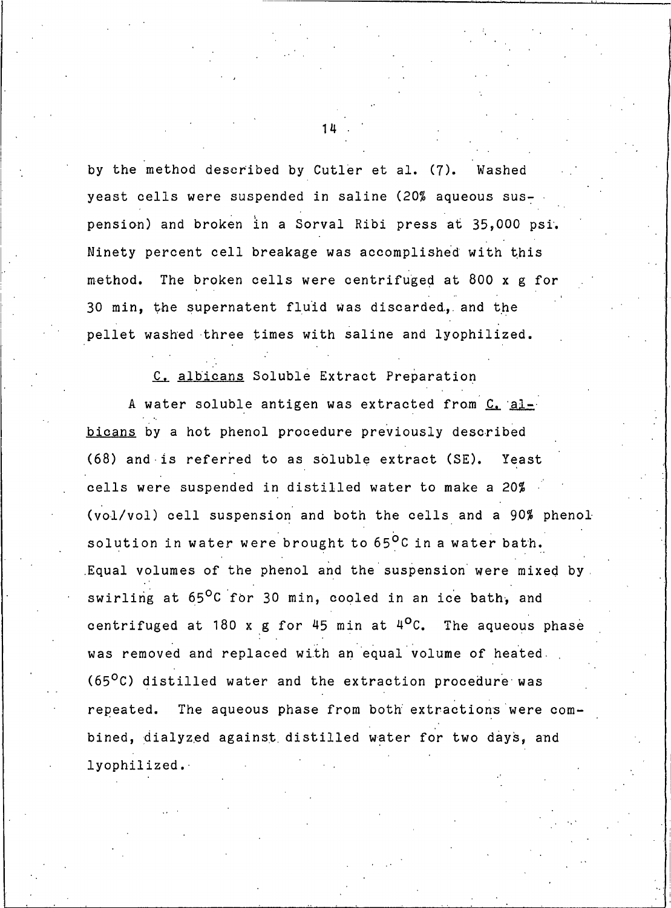by the method described by Cutler et al. (7). Washed yeast cells were suspended in saline (20% aqueous suspension) and broken in a Sorval Ribi press at 35,000 psi. Ninety percent cell breakage was accomplished with this method. The broken cells were centrifuged at 800 x g for 30 min, the supernatent fluid was discarded, and the pellet washed three times with saline and lyophilized.

### *C. albicans* Soluble Extract Preparation

A water soluble antigen was extracted from *C. albicans* by a hot phenol procedure previously described (68) and is referred to as soluble extract (SE). Yeast cells were suspended in distilled water to make a 20% (vol/vol) cell suspension and both the cells and a 90% phenol solution in water were brought to 65°C in a water bath. Equal volumes of the phenol and the suspension were mixed by swirling at 65°C for 30 min, cooled in an ice bath, and centrifuged at 180 x g for 45 min at 4°C. The aqueous phase was removed and replaced with an equal volume of heated (65°C) distilled water and the extraction procedure was repeated. The aqueous phase from both extractions were combined, dialyzed against distilled water for two days, and lyophilized.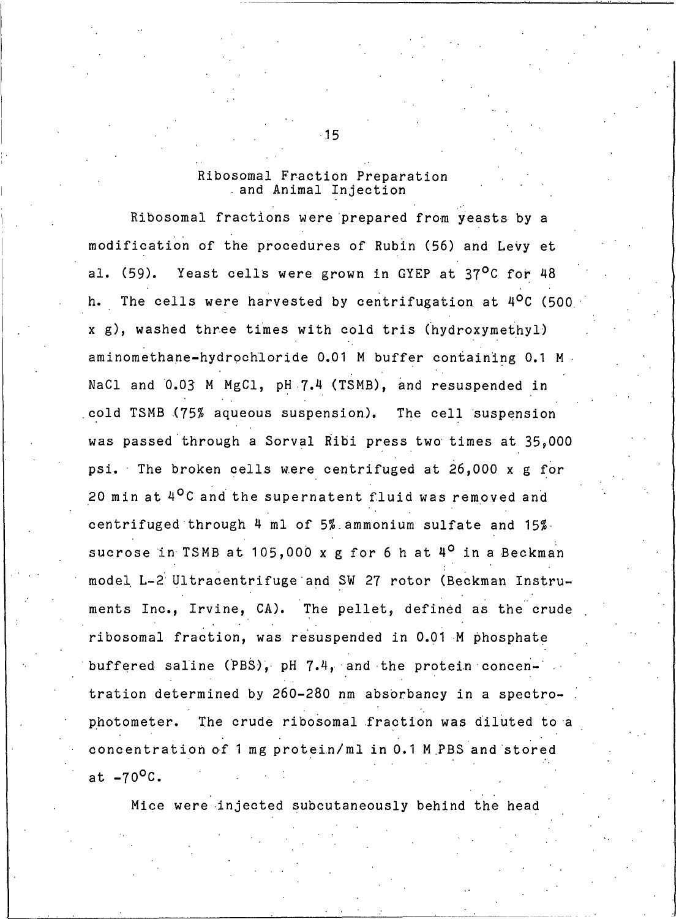## Ribosomal Fraction Preparation and Animal Injection

Ribosomal fractions were prepared from yeasts by a modification of the procedures of Rubin (56) and Levy et al. (59). Yeast cells were grown in GYEP at 37°C for 48 h. The cells were harvested by centrifugation at 4°C (500 x g), washed three times with cold tris (hydroxymethyl) aminomethane-hydrochloride 0.01 M buffer containing 0.1 M NaCl and 0.03 M MgCl, pH 7.4 (TSMB), and resuspended in cold TSMB (75% aqueous suspension). The cell suspension was passed through a Sorval Ribi press two times at 35,000 psi. The broken cells were centrifuged at 26,000 x g for 20 min at 4°C and the supernatent fluid was removed and centrifuged through 4 ml of 5% ammonium sulfate and 15% sucrose in TSMB at 105,000 x g for 6 h at 4° in a Beckman model L-2 Ultracentrifuge and SW 27 rotor (Beckman Instruments Inc., Irvine, CA). The pellet, defined as the crude ribosomal fraction, was resuspended in 0.01 M phosphate buffered saline (PBS), pH 7.4, and the protein concentration determined by 260-280 nm absorbancy in a spectrophotometer. The crude ribosomal fraction was diluted to a concentration of 1 mg protein/ml in 0.1 M PBS and stored at -70°C.

Mice were injected subcutaneously behind the head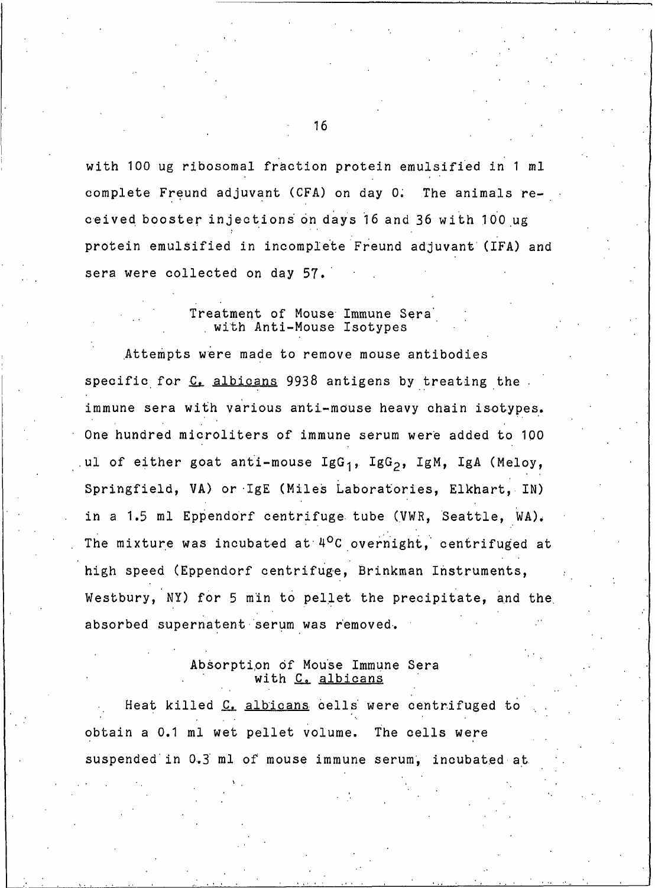with 100 ug ribosomal fraction protein emulsified in 1 ml complete Freund adjuvant (CFA) on day 0. The animals received booster injections on days 16 and 36 with 100 ug protein emulsified in incomplete Freund adjuvant (IFA) and sera were collected on day 57.

### Treatment of Mouse Immune Sera with Anti-Mouse Isotypes

Attempts were made to remove mouse antibodies specific for _C. albicans_ 9938 antigens by treating the immune sera with various anti-mouse heavy chain isotypes. One hundred microliters of immune serum were added to 100 ul of either goat anti-mouse $IgG_1$, $IgG_2$, IgM, IgA (Meloy, Springfield, VA) or IgE (Miles Laboratories, Elkhart, IN) in a 1.5 ml Eppendorf centrifuge tube (VWR, Seattle, WA). The mixture was incubated at $4^{o}C$ overnight, centrifuged at high speed (Eppendorf centrifuge, Brinkman Instruments, Westbury, NY) for 5 min to pellet the precipitate, and the absorbed supernatent serum was removed.

### Absorption of Mouse Immune Sera with _C. albicans_

Heat killed _C. albicans_ cells were centrifuged to obtain a 0.1 ml wet pellet volume. The cells were suspended in 0.3 ml of mouse immune serum, incubated at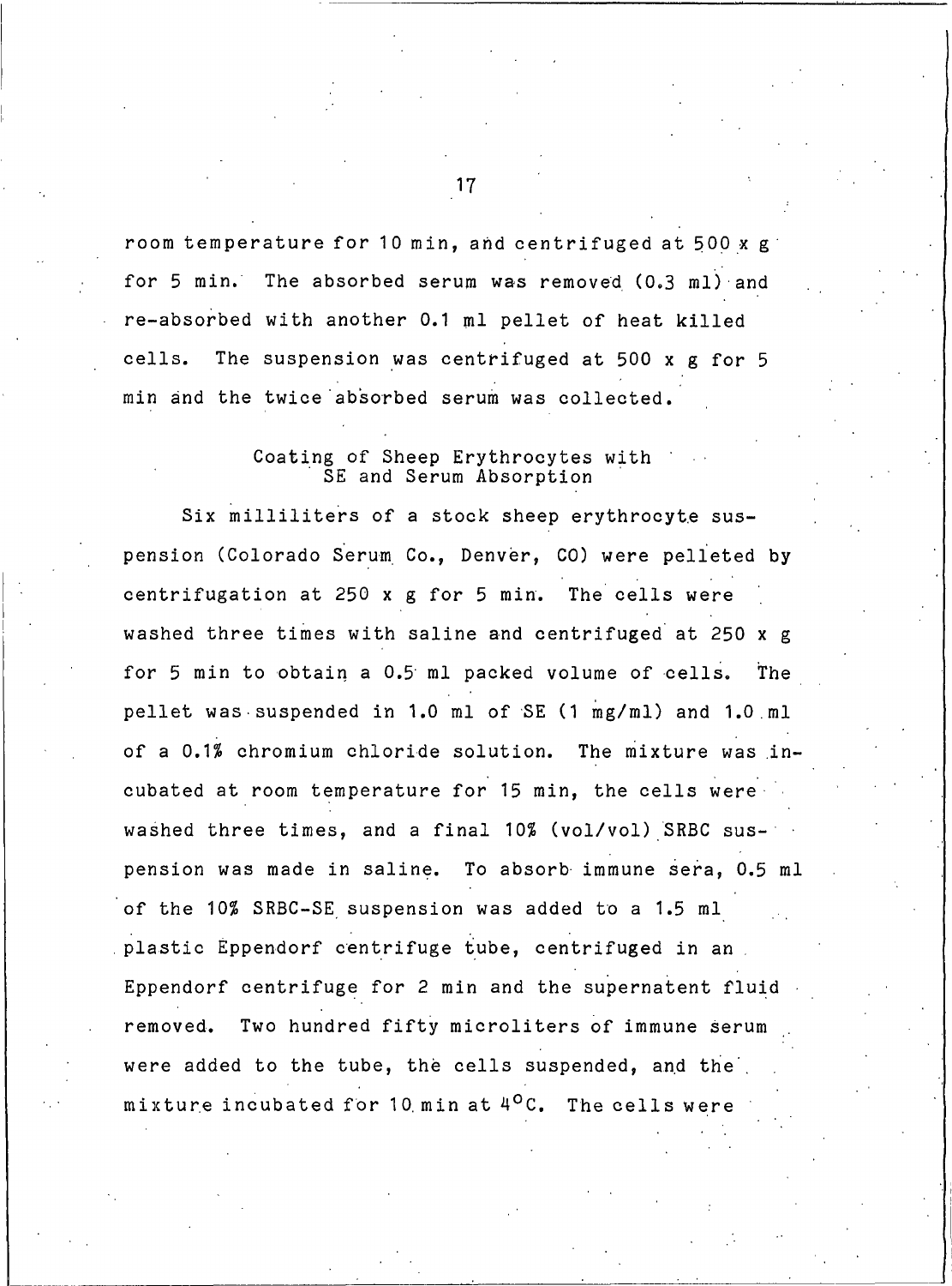room temperature for 10 min, and centrifuged at 500 x g for 5 min. The absorbed serum was removed (0.3 ml) and re-absorbed with another 0.1 ml pellet of heat killed cells. The suspension was centrifuged at 500 x g for 5 min and the twice absorbed serum was collected.

### Coating of Sheep Erythrocytes with SE and Serum Absorption

Six milliliters of a stock sheep erythrocyte suspension (Colorado Serum Co., Denver, CO) were pelleted by centrifugation at 250 x g for 5 min. The cells were washed three times with saline and centrifuged at 250 x g for 5 min to obtain a 0.5 ml packed volume of cells. The pellet was suspended in 1.0 ml of SE (1 mg/ml) and 1.0 ml of a 0.1% chromium chloride solution. The mixture was incubated at room temperature for 15 min, the cells were washed three times, and a final 10% (vol/vol) SRBC suspension was made in saline. To absorb immune sera, 0.5 ml of the 10% SRBC-SE suspension was added to a 1.5 ml plastic Eppendorf centrifuge tube, centrifuged in an Eppendorf centrifuge for 2 min and the supernatent fluid removed. Two hundred fifty microliters of immune serum were added to the tube, the cells suspended, and the mixture incubated for 10 min at 4°C. The cells were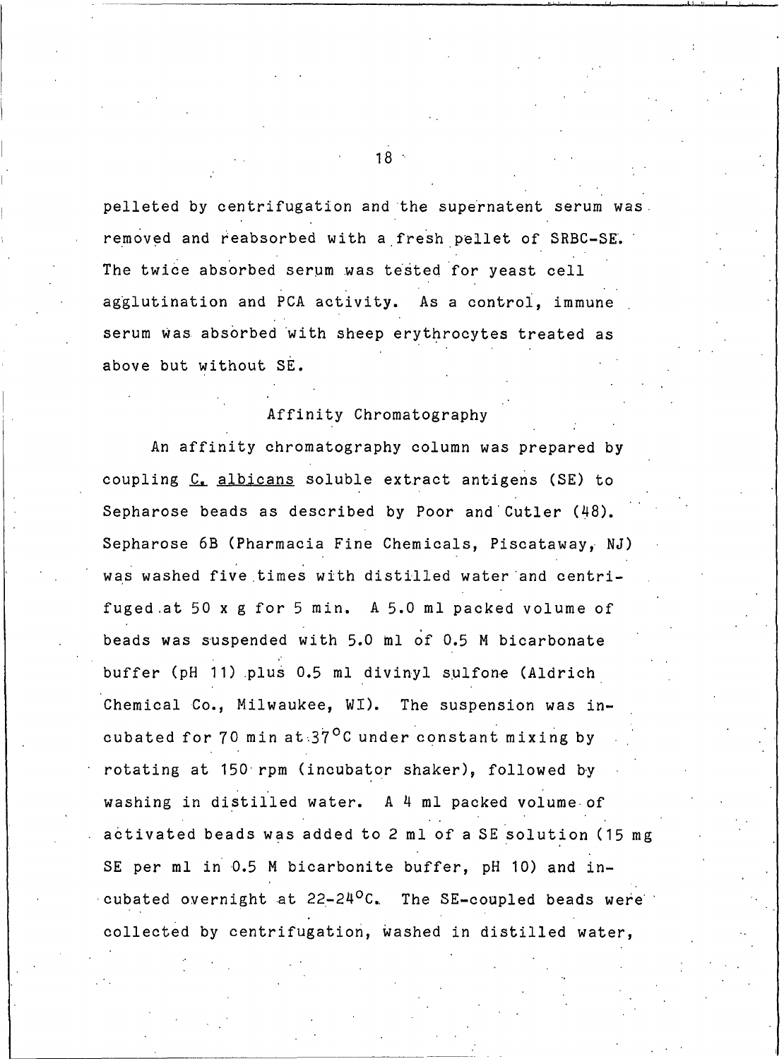pelleted by centrifugation and the supernatent serum was removed and reabsorbed with a fresh pellet of SRBC-SE. The twice absorbed serum was tested for yeast cell agglutination and PCA activity. As a control, immune serum was absorbed with sheep erythrocytes treated as above but without SE.

### Affinity Chromatography

An affinity chromatography column was prepared by coupling C. albicans soluble extract antigens (SE) to Sepharose beads as described by Poor and Cutler (48). Sepharose 6B (Pharmacia Fine Chemicals, Piscataway, NJ) was washed five times with distilled water and centrifuged at 50 x g for 5 min. A 5.0 ml packed volume of beads was suspended with 5.0 ml of 0.5 M bicarbonate buffer (pH 11) plus 0.5 ml divinyl sulfone (Aldrich Chemical Co., Milwaukee, WI). The suspension was incubated for 70 min at 37$^{\circ}$C under constant mixing by rotating at 150 rpm (incubator shaker), followed by washing in distilled water. A 4 ml packed volume of activated beads was added to 2 ml of a SE solution (15 mg SE per ml in 0.5 M bicarbonite buffer, pH 10) and incubated overnight at 22-24$^{\circ}$C. The SE-coupled beads were collected by centrifugation, washed in distilled water,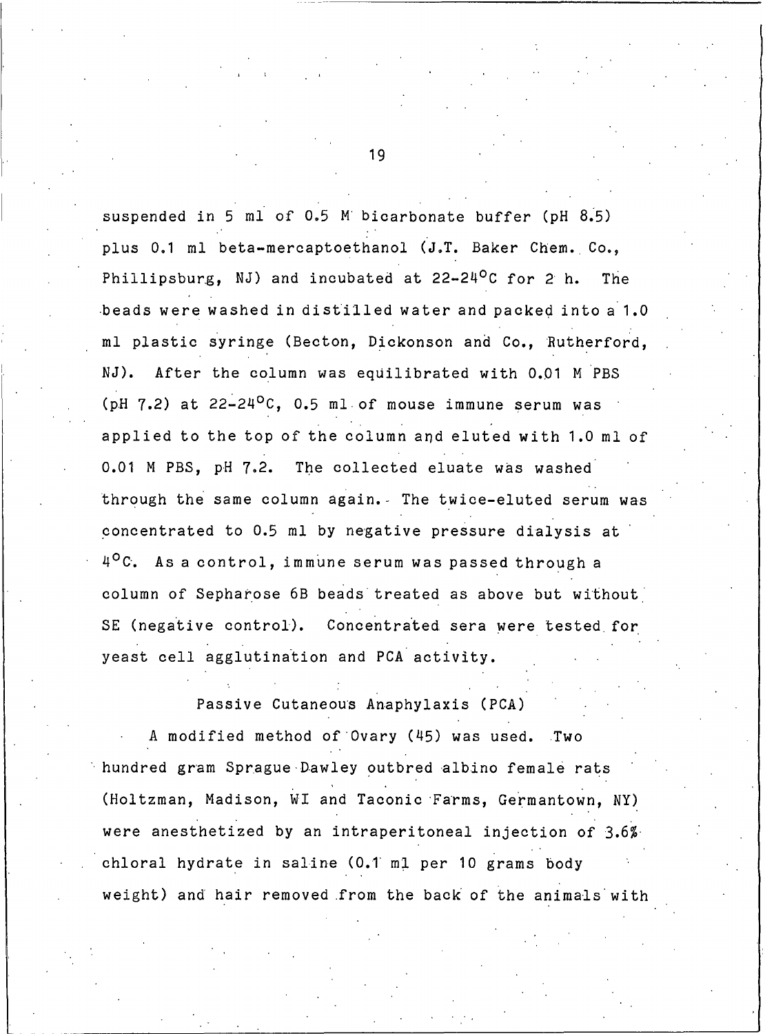suspended in 5 ml of 0.5 M bicarbonate buffer (pH 8.5) plus 0.1 ml beta-mercaptoethanol (J.T. Baker Chem. Co., Phillipsburg, NJ) and incubated at 22-24°C for 2 h. The beads were washed in distilled water and packed into a 1.0 ml plastic syringe (Becton, Dickonson and Co., Rutherford, NJ). After the column was equilibrated with 0.01 M PBS (pH 7.2) at 22-24°C, 0.5 ml of mouse immune serum was applied to the top of the column and eluted with 1.0 ml of 0.01 M PBS, pH 7.2. The collected eluate was washed through the same column again. The twice-eluted serum was concentrated to 0.5 ml by negative pressure dialysis at 4°C. As a control, immune serum was passed through a column of Sepharose 6B beads treated as above but without SE (negative control). Concentrated sera were tested for yeast cell agglutination and PCA activity.

### Passive Cutaneous Anaphylaxis (PCA)

A modified method of Ovary (45) was used. Two hundred gram Sprague Dawley outbred albino female rats (Holtzman, Madison, WI and Taconic Farms, Germantown, NY) were anesthetized by an intraperitoneal injection of 3.6% chloral hydrate in saline (0.1 ml per 10 grams body weight) and hair removed from the back of the animals with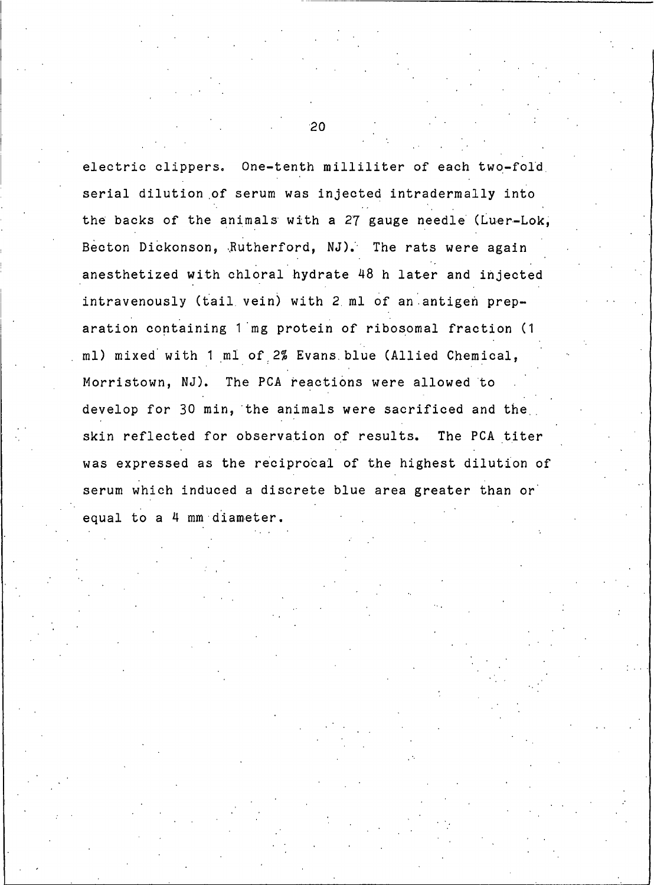electric clippers. One-tenth milliliter of each two-fold serial dilution of serum was injected intradermally into the backs of the animals with a 27 gauge needle (Luer-Lok, Becton Dickonson, Rutherford, NJ). The rats were again anesthetized with chloral hydrate 48 h later and injected intravenously (tail vein) with 2 ml of an antigen preparation containing 1 mg protein of ribosomal fraction (1 ml) mixed with 1 ml of 2% Evans blue (Allied Chemical, Morristown, NJ). The PCA reactions were allowed to develop for 30 min, the animals were sacrificed and the skin reflected for observation of results. The PCA titer was expressed as the reciprocal of the highest dilution of serum which induced a discrete blue area greater than or equal to a 4 mm diameter.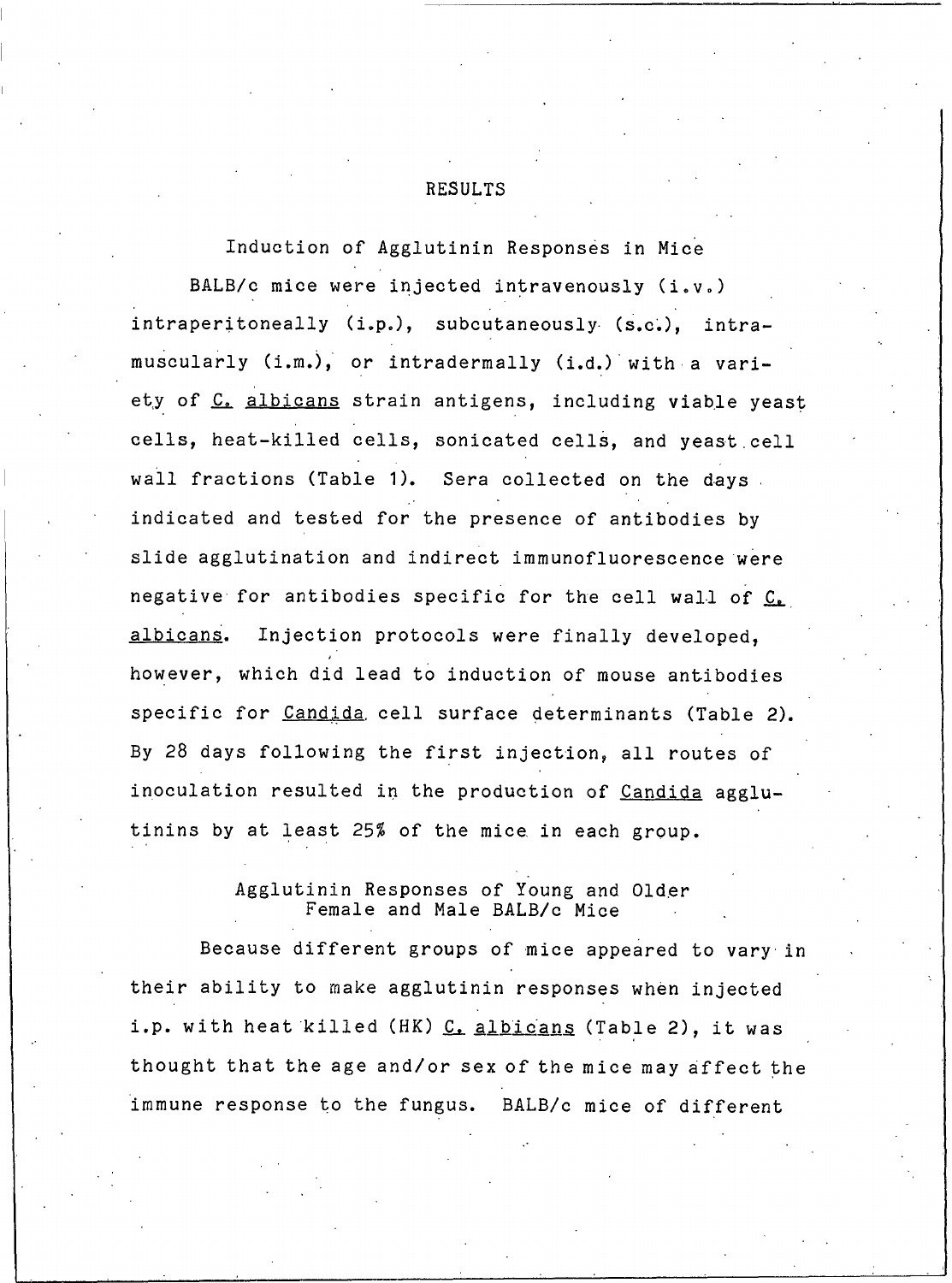# RESULTS

## Induction of Agglutinin Responses in Mice

BALB/c mice were injected intravenously (i.v.) intraperitoneally (i.p.), subcutaneously (s.c.), intramuscularly (i.m.), or intradermally (i.d.) with a variety of _C. albicans_ strain antigens, including viable yeast cells, heat-killed cells, sonicated cells, and yeast cell wall fractions (Table 1). Sera collected on the days indicated and tested for the presence of antibodies by slide agglutination and indirect immunofluorescence were negative for antibodies specific for the cell wall of _C. albicans_. Injection protocols were finally developed, however, which did lead to induction of mouse antibodies specific for _Candida_ cell surface determinants (Table 2). By 28 days following the first injection, all routes of inoculation resulted in the production of _Candida_ agglutinins by at least 25% of the mice in each group.

## Agglutinin Responses of Young and Older Female and Male BALB/c Mice

Because different groups of mice appeared to vary in their ability to make agglutinin responses when injected i.p. with heat killed (HK) _C. albicans_ (Table 2), it was thought that the age and/or sex of the mice may affect the immune response to the fungus. BALB/c mice of different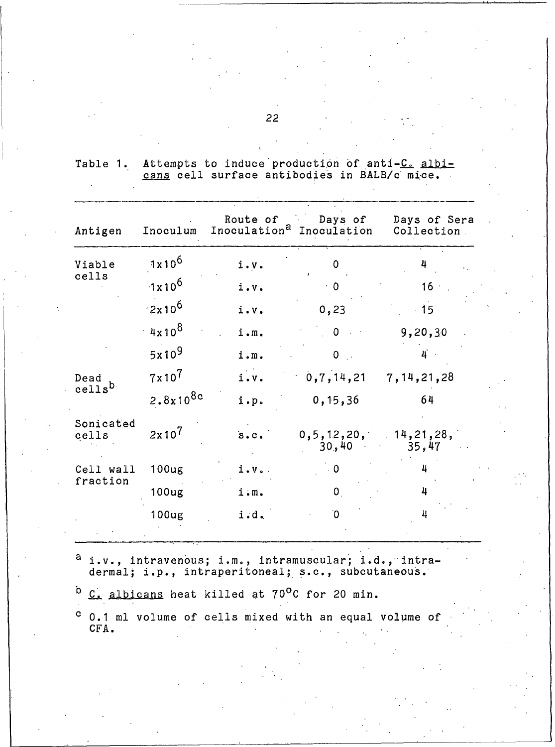Table 1. Attempts to induce production of anti-*C. albicans* cell surface antibodies in BALB/c mice.

| Antigen | Inoculum | Route of Inoculation[a] | Days of Inoculation | Days of Sera Collection |
|---|---|---|---|---|
| Viable cells | $1 \times 10^6$ | i.v. | 0 | 4 |
| | $1 \times 10^6$ | i.v. | 0 | 16 |
| | $2 \times 10^6$ | i.v. | 0,23 | 15 |
| | $4 \times 10^8$ | i.m. | 0 | 9,20,30 |
| | $5 \times 10^9$ | i.m. | 0 | 4 |
| Dead cells[b] | $7 \times 10^7$ | i.v. | 0,7,14,21 | 7,14,21,28 |
| | $2.8 \times 10^8$[c] | i.p. | 0,15,36 | 64 |
| Sonicated cells | $2 \times 10^7$ | s.c. | 0,5,12,20,30,40 | 14,21,28,35,47 |
| Cell wall fraction | 100ug | i.v. | 0 | 4 |
| | 100ug | i.m. | 0 | 4 |
| | 100ug | i.d. | 0 | 4 |

[a] i.v., intravenous; i.m., intramuscular; i.d., intradermal; i.p., intraperitoneal; s.c., subcutaneous.

[b] *C. albicans* heat killed at 70°C for 20 min.

[c] 0.1 ml volume of cells mixed with an equal volume of CFA.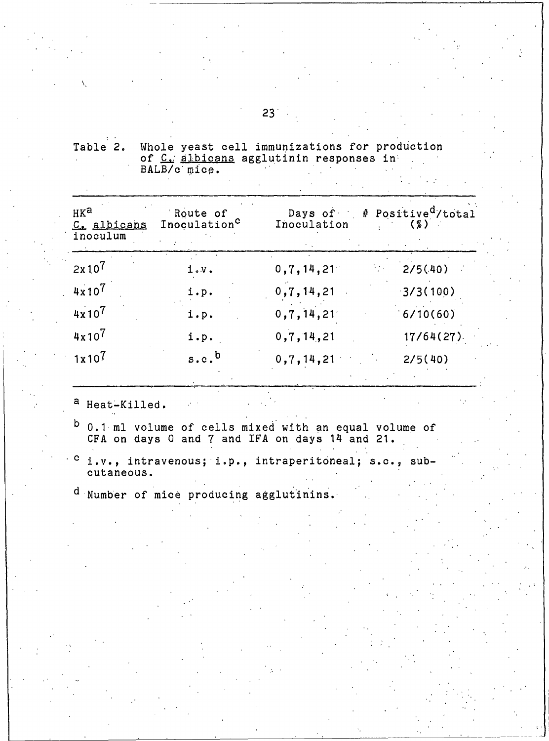Table 2. Whole yeast cell immunizations for production of *C. albicans* agglutinin responses in BALB/c mice.

| HK[a] *C. albicans* inoculum | Route of Inoculation[c] | Days of Inoculation | # Positive[d]/total (%) |
|---|---|---|---|
| $2 \times 10^7$ | i.v. | 0,7,14,21 | 2/5(40) |
| $4 \times 10^7$ | i.p. | 0,7,14,21 | 3/3(100) |
| $4 \times 10^7$ | i.p. | 0,7,14,21 | 6/10(60) |
| $4 \times 10^7$ | i.p. | 0,7,14,21 | 17/64(27) |
| $1 \times 10^7$ | s.c.[b] | 0,7,14,21 | 2/5(40) |

[a] Heat-Killed.

[b] 0.1 ml volume of cells mixed with an equal volume of CFA on days 0 and 7 and IFA on days 14 and 21.

[c] i.v., intravenous; i.p., intraperitoneal; s.c., subcutaneous.

[d] Number of mice producing agglutinins.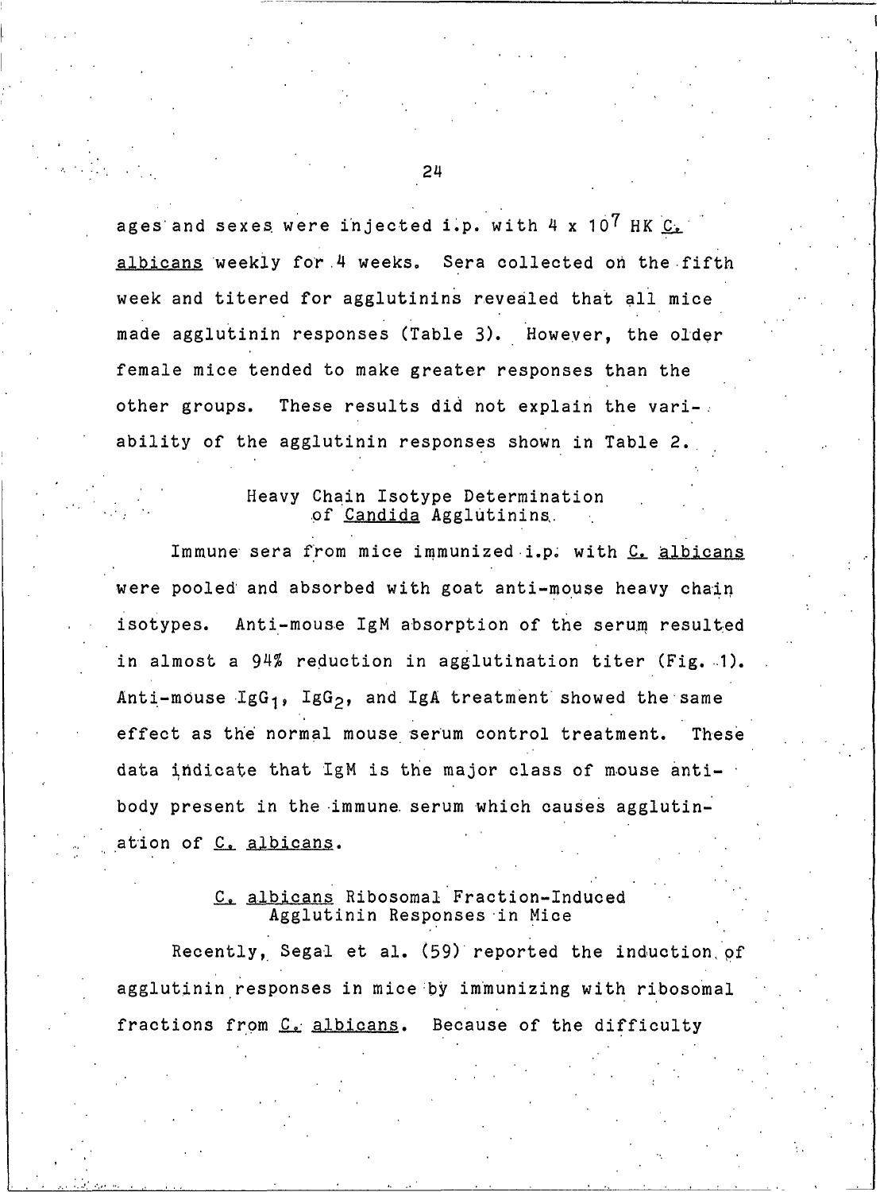ages and sexes were injected i.p. with $4 \times 10^7$ HK _C. albicans_ weekly for 4 weeks. Sera collected on the fifth week and titered for agglutinins revealed that all mice made agglutinin responses (Table 3). However, the older female mice tended to make greater responses than the other groups. These results did not explain the variability of the agglutinin responses shown in Table 2.

### Heavy Chain Isotype Determination of _Candida_ Agglutinins

Immune sera from mice immunized i.p. with _C. albicans_ were pooled and absorbed with goat anti-mouse heavy chain isotypes. Anti-mouse IgM absorption of the serum resulted in almost a 94% reduction in agglutination titer (Fig. 1). Anti-mouse $IgG_1$, $IgG_2$, and IgA treatment showed the same effect as the normal mouse serum control treatment. These data indicate that IgM is the major class of mouse antibody present in the immune serum which causes agglutination of _C. albicans_.

### _C. albicans_ Ribosomal Fraction-Induced Agglutinin Responses in Mice

Recently, Segal et al. (59) reported the induction of agglutinin responses in mice by immunizing with ribosomal fractions from _C. albicans_. Because of the difficulty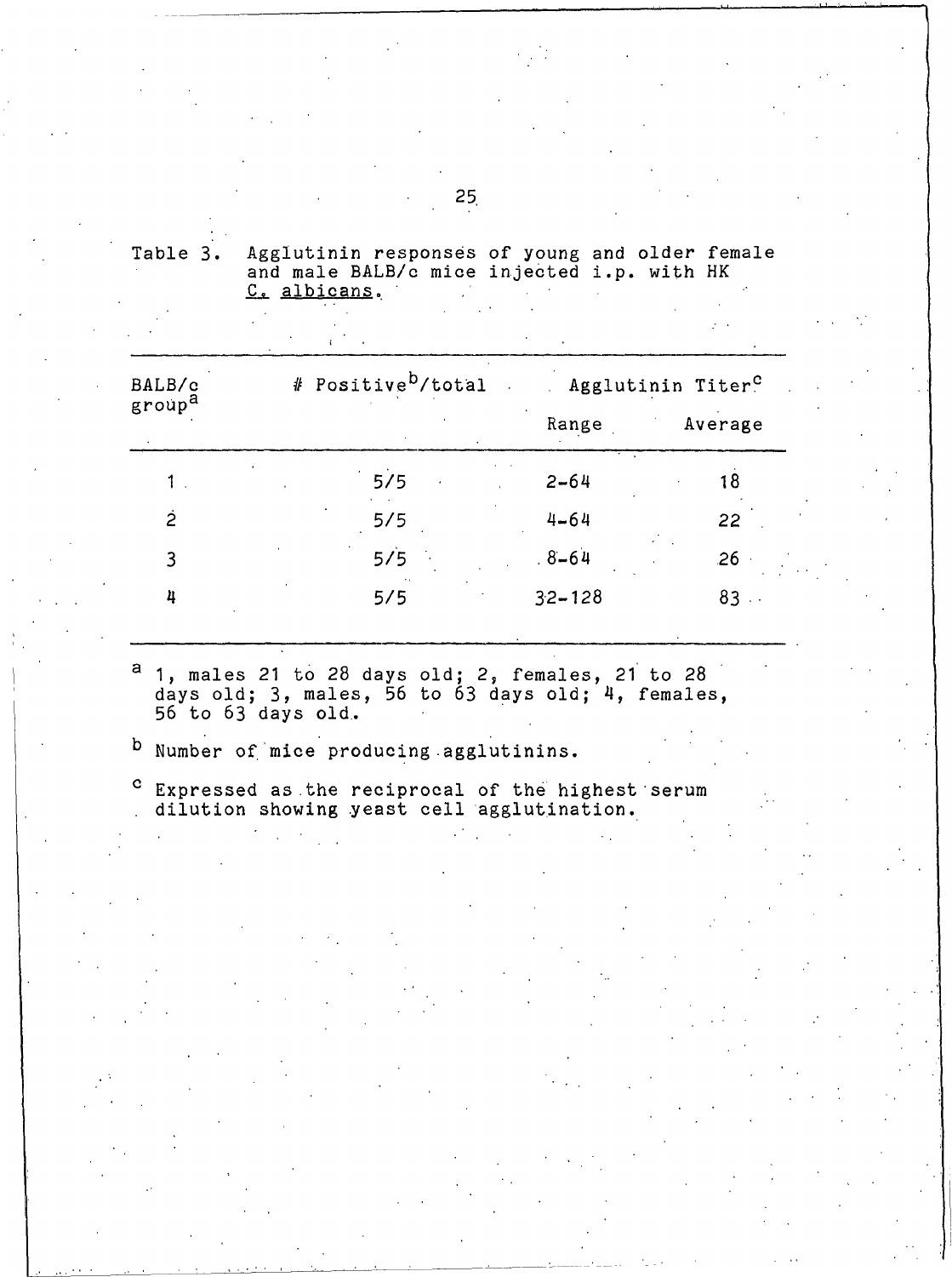Table 3. Agglutinin responses of young and older female and male BALB/c mice injected i.p. with HK *C. albicans*.

| BALB/c group[a] | # Positive[b]/total | Agglutinin Titer[c] | |
|---|---|---|---|
| | | Range | Average |
| 1 | 5/5 | 2-64 | 18 |
| 2 | 5/5 | 4-64 | 22 |
| 3 | 5/5 | 8-64 | 26 |
| 4 | 5/5 | 32-128 | 83 |

[a] 1, males 21 to 28 days old; 2, females, 21 to 28 days old; 3, males, 56 to 63 days old; 4, females, 56 to 63 days old.

[b] Number of mice producing agglutinins.

[c] Expressed as the reciprocal of the highest serum dilution showing yeast cell agglutination.